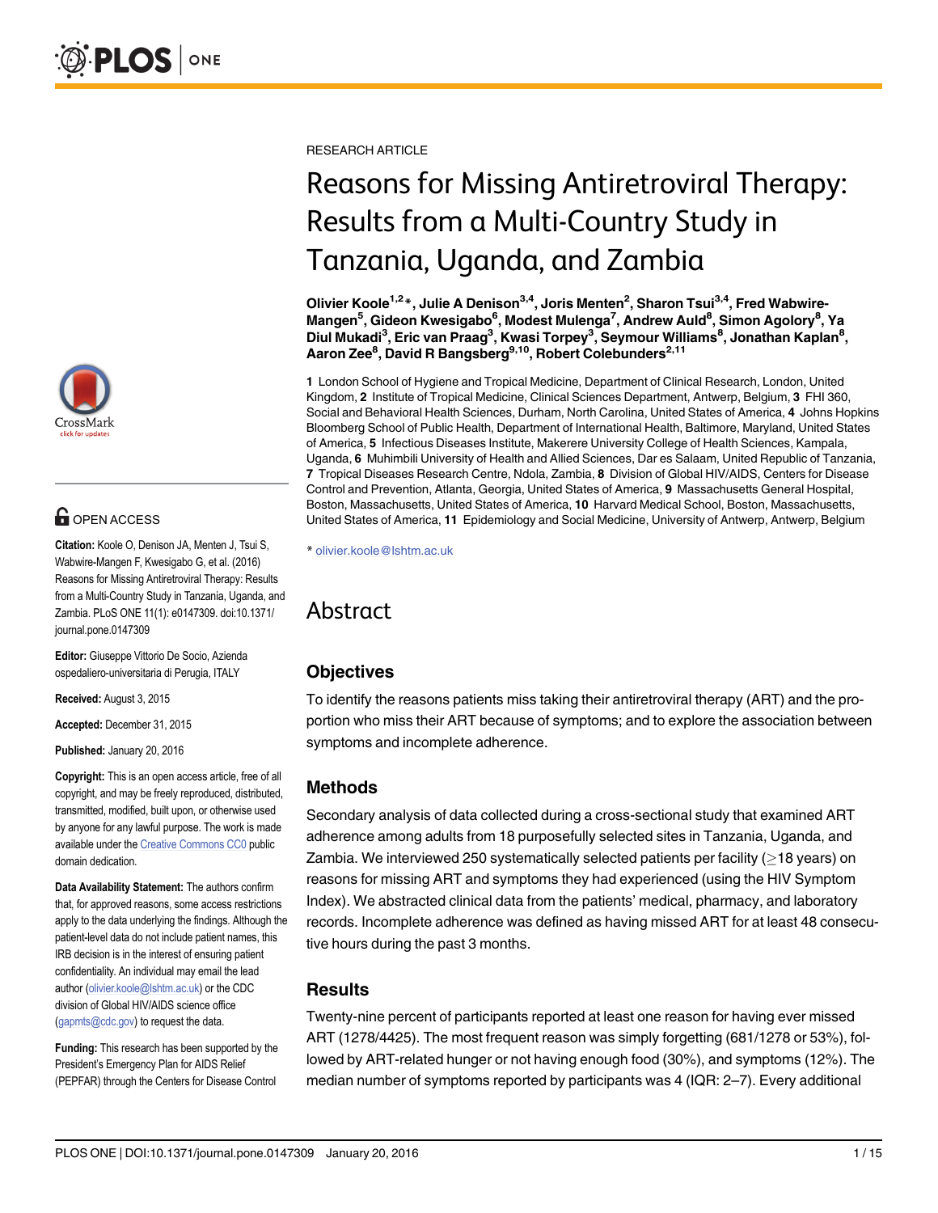RESEARCH ARTICLE

# Reasons for Missing Antiretroviral Therapy: Results from a Multi-Country Study in Tanzania, Uganda, and Zambia

**Olivier Koole[1,2]*, Julie A Denison[3,4], Joris Menten[2], Sharon Tsui[3,4], Fred Wabwire-Mangen[5], Gideon Kwesigabo[6], Modest Mulenga[7], Andrew Auld[8], Simon Agolory[8], Ya Diul Mukadi[3], Eric van Praag[3], Kwasi Torpey[3], Seymour Williams[8], Jonathan Kaplan[8], Aaron Zee[8], David R Bangsberg[9,10], Robert Colebunders[2,11]**

**1** London School of Hygiene and Tropical Medicine, Department of Clinical Research, London, United Kingdom, **2** Institute of Tropical Medicine, Clinical Sciences Department, Antwerp, Belgium, **3** FHI 360, Social and Behavioral Health Sciences, Durham, North Carolina, United States of America, **4** Johns Hopkins Bloomberg School of Public Health, Department of International Health, Baltimore, Maryland, United States of America, **5** Infectious Diseases Institute, Makerere University College of Health Sciences, Kampala, Uganda, **6** Muhimbili University of Health and Allied Sciences, Dar es Salaam, United Republic of Tanzania, **7** Tropical Diseases Research Centre, Ndola, Zambia, **8** Division of Global HIV/AIDS, Centers for Disease Control and Prevention, Atlanta, Georgia, United States of America, **9** Massachusetts General Hospital, Boston, Massachusetts, United States of America, **10** Harvard Medical School, Boston, Massachusetts, United States of America, **11** Epidemiology and Social Medicine, University of Antwerp, Antwerp, Belgium

* olivier.koole@lshtm.ac.uk

OPEN ACCESS

**Citation:** Koole O, Denison JA, Menten J, Tsui S, Wabwire-Mangen F, Kwesigabo G, et al. (2016) Reasons for Missing Antiretroviral Therapy: Results from a Multi-Country Study in Tanzania, Uganda, and Zambia. PLoS ONE 11(1): e0147309. doi:10.1371/journal.pone.0147309

**Editor:** Giuseppe Vittorio De Socio, Azienda ospedaliero-universitaria di Perugia, ITALY

**Received:** August 3, 2015

**Accepted:** December 31, 2015

**Published:** January 20, 2016

**Copyright:** This is an open access article, free of all copyright, and may be freely reproduced, distributed, transmitted, modified, built upon, or otherwise used by anyone for any lawful purpose. The work is made available under the Creative Commons CC0 public domain dedication.

**Data Availability Statement:** The authors confirm that, for approved reasons, some access restrictions apply to the data underlying the findings. Although the patient-level data do not include patient names, this IRB decision is in the interest of ensuring patient confidentiality. An individual may email the lead author (olivier.koole@lshtm.ac.uk) or the CDC division of Global HIV/AIDS science office (gapmts@cdc.gov) to request the data.

**Funding:** This research has been supported by the President's Emergency Plan for AIDS Relief (PEPFAR) through the Centers for Disease Control

## Abstract

### Objectives

To identify the reasons patients miss taking their antiretroviral therapy (ART) and the proportion who miss their ART because of symptoms; and to explore the association between symptoms and incomplete adherence.

### Methods

Secondary analysis of data collected during a cross-sectional study that examined ART adherence among adults from 18 purposefully selected sites in Tanzania, Uganda, and Zambia. We interviewed 250 systematically selected patients per facility ($\geq$18 years) on reasons for missing ART and symptoms they had experienced (using the HIV Symptom Index). We abstracted clinical data from the patients' medical, pharmacy, and laboratory records. Incomplete adherence was defined as having missed ART for at least 48 consecutive hours during the past 3 months.

### Results

Twenty-nine percent of participants reported at least one reason for having ever missed ART (1278/4425). The most frequent reason was simply forgetting (681/1278 or 53%), followed by ART-related hunger or not having enough food (30%), and symptoms (12%). The median number of symptoms reported by participants was 4 (IQR: 2–7). Every additional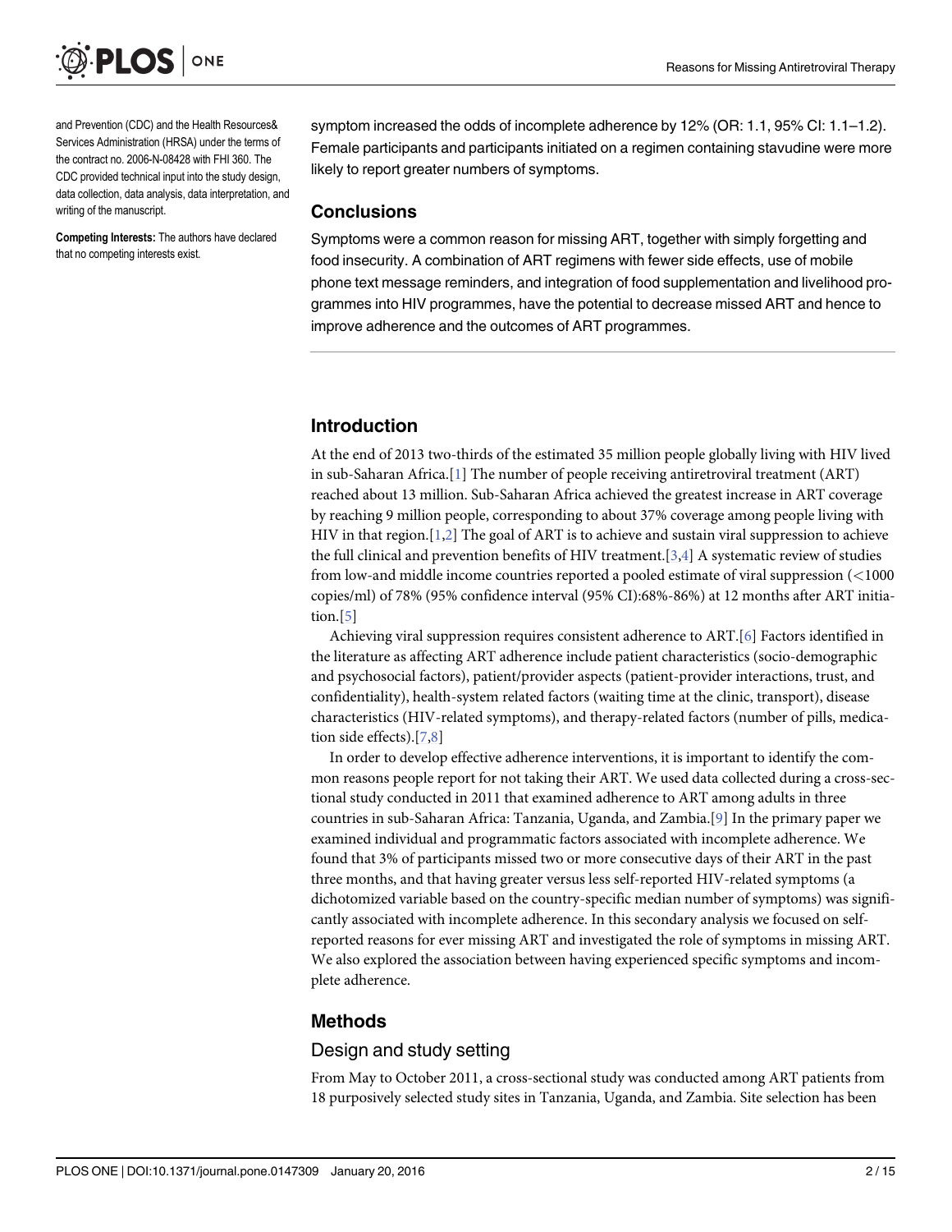and Prevention (CDC) and the Health Resources& Services Administration (HRSA) under the terms of the contract no. 2006-N-08428 with FHI 360. The CDC provided technical input into the study design, data collection, data analysis, data interpretation, and writing of the manuscript.

**Competing Interests:** The authors have declared that no competing interests exist.

symptom increased the odds of incomplete adherence by 12% (OR: 1.1, 95% CI: 1.1–1.2). Female participants and participants initiated on a regimen containing stavudine were more likely to report greater numbers of symptoms.

### Conclusions

Symptoms were a common reason for missing ART, together with simply forgetting and food insecurity. A combination of ART regimens with fewer side effects, use of mobile phone text message reminders, and integration of food supplementation and livelihood programmes into HIV programmes, have the potential to decrease missed ART and hence to improve adherence and the outcomes of ART programmes.

## Introduction

At the end of 2013 two-thirds of the estimated 35 million people globally living with HIV lived in sub-Saharan Africa.[1] The number of people receiving antiretroviral treatment (ART) reached about 13 million. Sub-Saharan Africa achieved the greatest increase in ART coverage by reaching 9 million people, corresponding to about 37% coverage among people living with HIV in that region.[1,2] The goal of ART is to achieve and sustain viral suppression to achieve the full clinical and prevention benefits of HIV treatment.[3,4] A systematic review of studies from low-and middle income countries reported a pooled estimate of viral suppression (<1000 copies/ml) of 78% (95% confidence interval (95% CI):68%-86%) at 12 months after ART initiation.[5]

Achieving viral suppression requires consistent adherence to ART.[6] Factors identified in the literature as affecting ART adherence include patient characteristics (socio-demographic and psychosocial factors), patient/provider aspects (patient-provider interactions, trust, and confidentiality), health-system related factors (waiting time at the clinic, transport), disease characteristics (HIV-related symptoms), and therapy-related factors (number of pills, medication side effects).[7,8]

In order to develop effective adherence interventions, it is important to identify the common reasons people report for not taking their ART. We used data collected during a cross-sectional study conducted in 2011 that examined adherence to ART among adults in three countries in sub-Saharan Africa: Tanzania, Uganda, and Zambia.[9] In the primary paper we examined individual and programmatic factors associated with incomplete adherence. We found that 3% of participants missed two or more consecutive days of their ART in the past three months, and that having greater versus less self-reported HIV-related symptoms (a dichotomized variable based on the country-specific median number of symptoms) was significantly associated with incomplete adherence. In this secondary analysis we focused on self-reported reasons for ever missing ART and investigated the role of symptoms in missing ART. We also explored the association between having experienced specific symptoms and incomplete adherence.

## Methods

### Design and study setting

From May to October 2011, a cross-sectional study was conducted among ART patients from 18 purposively selected study sites in Tanzania, Uganda, and Zambia. Site selection has been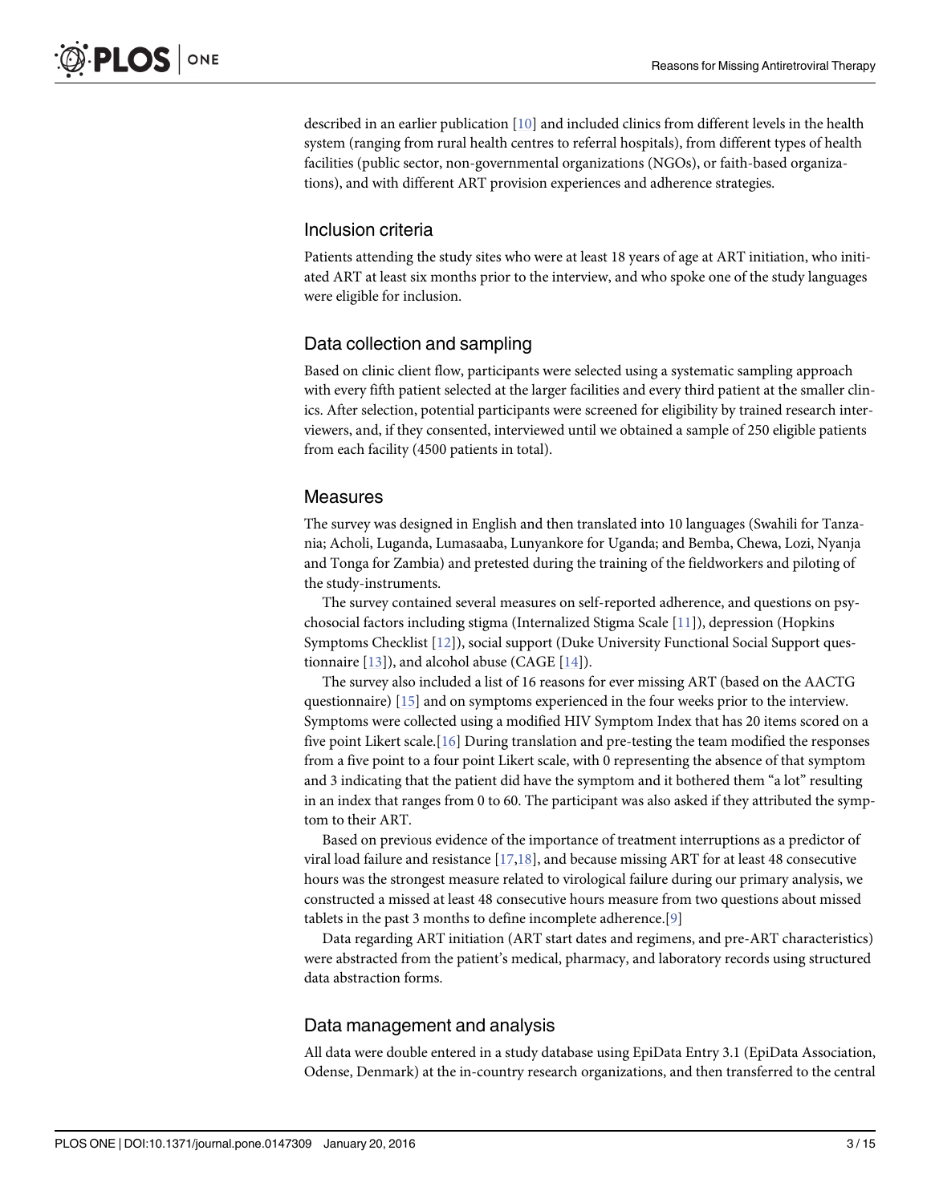described in an earlier publication [10] and included clinics from different levels in the health system (ranging from rural health centres to referral hospitals), from different types of health facilities (public sector, non-governmental organizations (NGOs), or faith-based organizations), and with different ART provision experiences and adherence strategies.

## Inclusion criteria

Patients attending the study sites who were at least 18 years of age at ART initiation, who initiated ART at least six months prior to the interview, and who spoke one of the study languages were eligible for inclusion.

## Data collection and sampling

Based on clinic client flow, participants were selected using a systematic sampling approach with every fifth patient selected at the larger facilities and every third patient at the smaller clinics. After selection, potential participants were screened for eligibility by trained research interviewers, and, if they consented, interviewed until we obtained a sample of 250 eligible patients from each facility (4500 patients in total).

## Measures

The survey was designed in English and then translated into 10 languages (Swahili for Tanzania; Acholi, Luganda, Lumasaaba, Lunyankore for Uganda; and Bemba, Chewa, Lozi, Nyanja and Tonga for Zambia) and pretested during the training of the fieldworkers and piloting of the study-instruments.

The survey contained several measures on self-reported adherence, and questions on psychosocial factors including stigma (Internalized Stigma Scale [11]), depression (Hopkins Symptoms Checklist [12]), social support (Duke University Functional Social Support questionnaire [13]), and alcohol abuse (CAGE [14]).

The survey also included a list of 16 reasons for ever missing ART (based on the AACTG questionnaire) [15] and on symptoms experienced in the four weeks prior to the interview. Symptoms were collected using a modified HIV Symptom Index that has 20 items scored on a five point Likert scale.[16] During translation and pre-testing the team modified the responses from a five point to a four point Likert scale, with 0 representing the absence of that symptom and 3 indicating that the patient did have the symptom and it bothered them "a lot" resulting in an index that ranges from 0 to 60. The participant was also asked if they attributed the symptom to their ART.

Based on previous evidence of the importance of treatment interruptions as a predictor of viral load failure and resistance [17,18], and because missing ART for at least 48 consecutive hours was the strongest measure related to virological failure during our primary analysis, we constructed a missed at least 48 consecutive hours measure from two questions about missed tablets in the past 3 months to define incomplete adherence.[9]

Data regarding ART initiation (ART start dates and regimens, and pre-ART characteristics) were abstracted from the patient's medical, pharmacy, and laboratory records using structured data abstraction forms.

## Data management and analysis

All data were double entered in a study database using EpiData Entry 3.1 (EpiData Association, Odense, Denmark) at the in-country research organizations, and then transferred to the central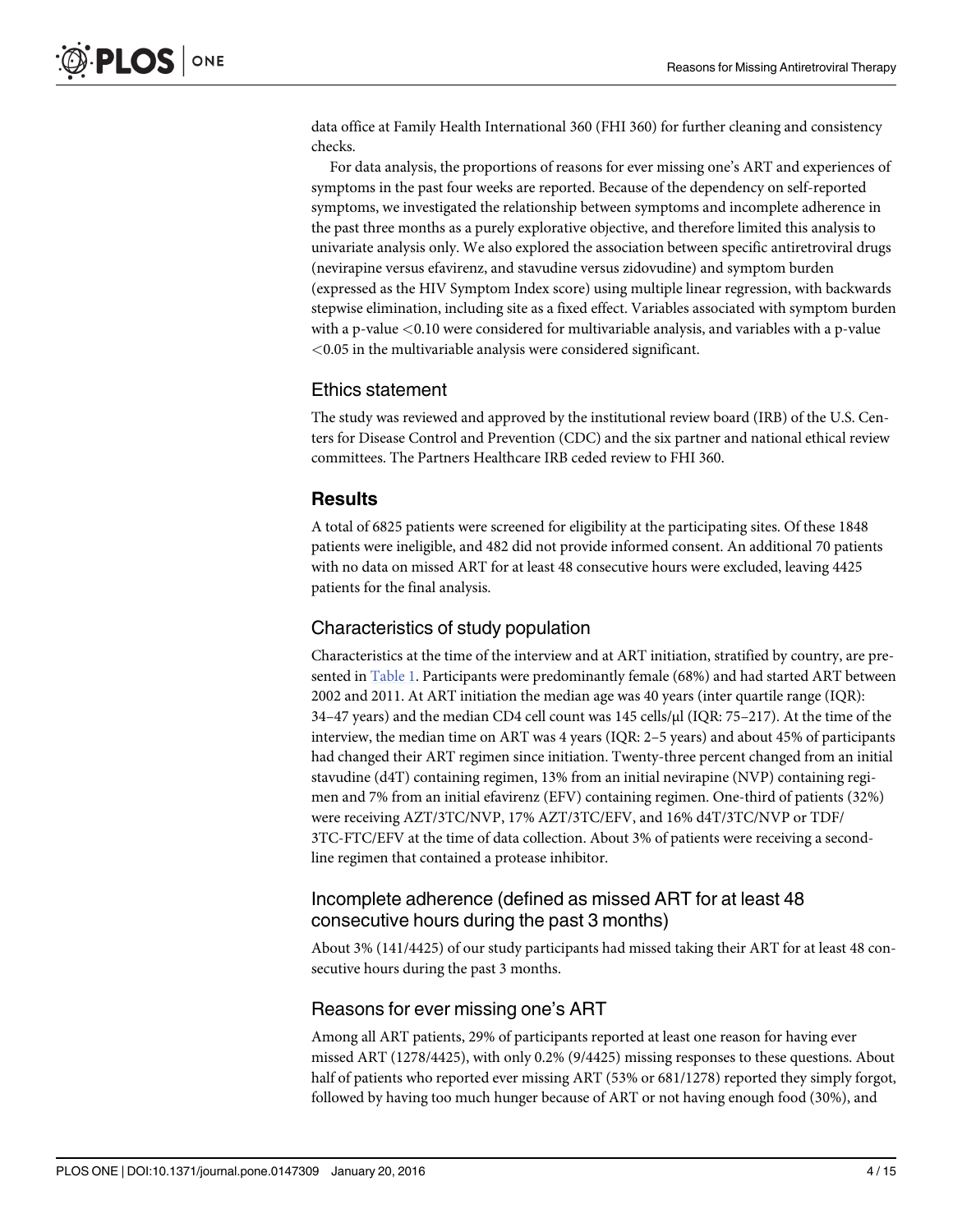data office at Family Health International 360 (FHI 360) for further cleaning and consistency checks.

For data analysis, the proportions of reasons for ever missing one's ART and experiences of symptoms in the past four weeks are reported. Because of the dependency on self-reported symptoms, we investigated the relationship between symptoms and incomplete adherence in the past three months as a purely explorative objective, and therefore limited this analysis to univariate analysis only. We also explored the association between specific antiretroviral drugs (nevirapine versus efavirenz, and stavudine versus zidovudine) and symptom burden (expressed as the HIV Symptom Index score) using multiple linear regression, with backwards stepwise elimination, including site as a fixed effect. Variables associated with symptom burden with a p-value $<0.10$ were considered for multivariable analysis, and variables with a p-value $<0.05$ in the multivariable analysis were considered significant.

## Ethics statement

The study was reviewed and approved by the institutional review board (IRB) of the U.S. Centers for Disease Control and Prevention (CDC) and the six partner and national ethical review committees. The Partners Healthcare IRB ceded review to FHI 360.

# Results

A total of 6825 patients were screened for eligibility at the participating sites. Of these 1848 patients were ineligible, and 482 did not provide informed consent. An additional 70 patients with no data on missed ART for at least 48 consecutive hours were excluded, leaving 4425 patients for the final analysis.

## Characteristics of study population

Characteristics at the time of the interview and at ART initiation, stratified by country, are presented in Table 1. Participants were predominantly female (68%) and had started ART between 2002 and 2011. At ART initiation the median age was 40 years (inter quartile range (IQR): 34–47 years) and the median CD4 cell count was 145 cells/μl (IQR: 75–217). At the time of the interview, the median time on ART was 4 years (IQR: 2–5 years) and about 45% of participants had changed their ART regimen since initiation. Twenty-three percent changed from an initial stavudine (d4T) containing regimen, 13% from an initial nevirapine (NVP) containing regimen and 7% from an initial efavirenz (EFV) containing regimen. One-third of patients (32%) were receiving AZT/3TC/NVP, 17% AZT/3TC/EFV, and 16% d4T/3TC/NVP or TDF/3TC-FTC/EFV at the time of data collection. About 3% of patients were receiving a second-line regimen that contained a protease inhibitor.

## Incomplete adherence (defined as missed ART for at least 48 consecutive hours during the past 3 months)

About 3% (141/4425) of our study participants had missed taking their ART for at least 48 consecutive hours during the past 3 months.

## Reasons for ever missing one's ART

Among all ART patients, 29% of participants reported at least one reason for having ever missed ART (1278/4425), with only 0.2% (9/4425) missing responses to these questions. About half of patients who reported ever missing ART (53% or 681/1278) reported they simply forgot, followed by having too much hunger because of ART or not having enough food (30%), and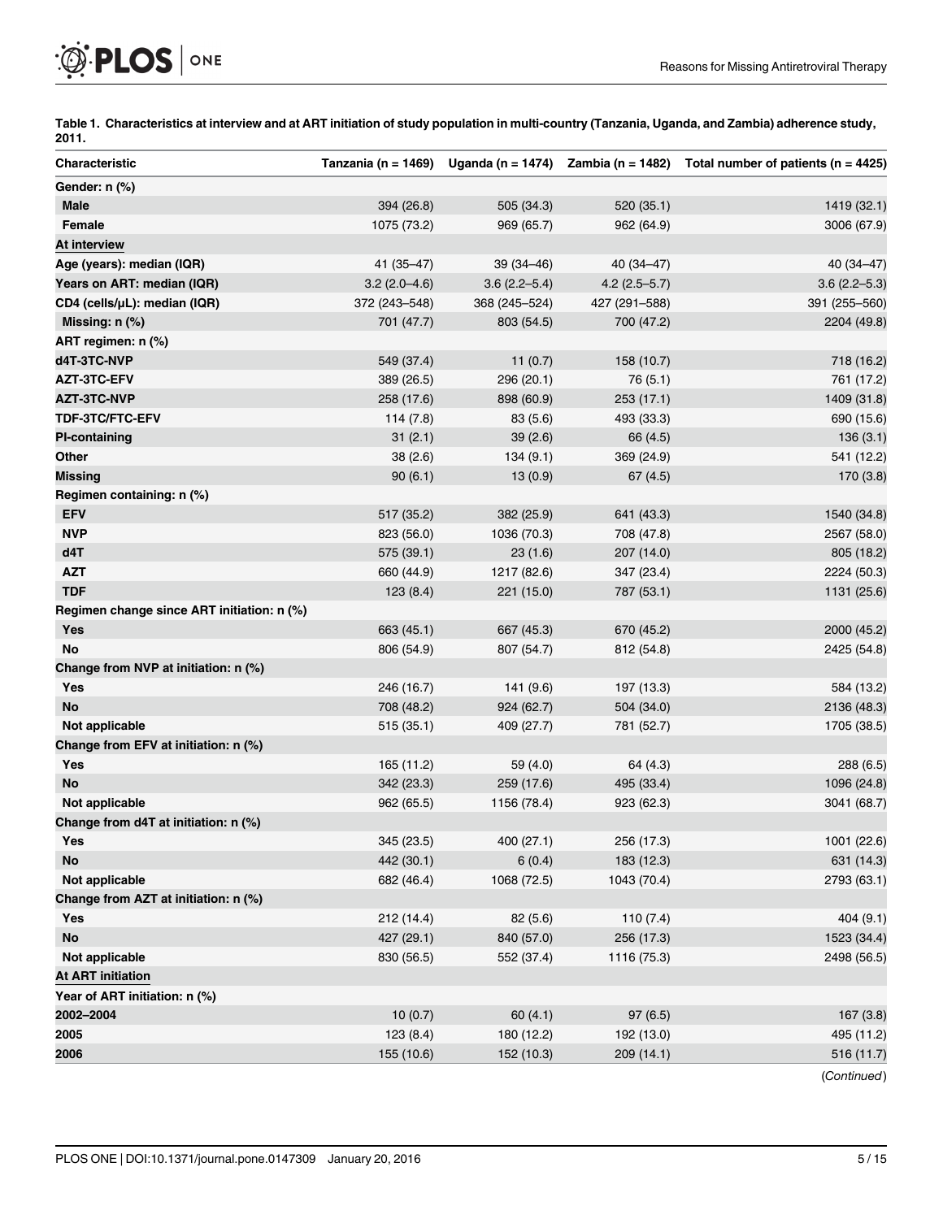**Table 1. Characteristics at interview and at ART initiation of study population in multi-country (Tanzania, Uganda, and Zambia) adherence study, 2011.**

| Characteristic | Tanzania (n = 1469) | Uganda (n = 1474) | Zambia (n = 1482) | Total number of patients (n = 4425) |
|---|---|---|---|---|
| **Gender: n (%)** | | | | |
| **Male** | 394 (26.8) | 505 (34.3) | 520 (35.1) | 1419 (32.1) |
| **Female** | 1075 (73.2) | 969 (65.7) | 962 (64.9) | 3006 (67.9) |
| **At interview** | | | | |
| **Age (years): median (IQR)** | 41 (35–47) | 39 (34–46) | 40 (34–47) | 40 (34–47) |
| **Years on ART: median (IQR)** | 3.2 (2.0–4.6) | 3.6 (2.2–5.4) | 4.2 (2.5–5.7) | 3.6 (2.2–5.3) |
| **CD4 (cells/μL): median (IQR)** | 372 (243–548) | 368 (245–524) | 427 (291–588) | 391 (255–560) |
| **Missing: n (%)** | 701 (47.7) | 803 (54.5) | 700 (47.2) | 2204 (49.8) |
| **ART regimen: n (%)** | | | | |
| **d4T-3TC-NVP** | 549 (37.4) | 11 (0.7) | 158 (10.7) | 718 (16.2) |
| **AZT-3TC-EFV** | 389 (26.5) | 296 (20.1) | 76 (5.1) | 761 (17.2) |
| **AZT-3TC-NVP** | 258 (17.6) | 898 (60.9) | 253 (17.1) | 1409 (31.8) |
| **TDF-3TC/FTC-EFV** | 114 (7.8) | 83 (5.6) | 493 (33.3) | 690 (15.6) |
| **PI-containing** | 31 (2.1) | 39 (2.6) | 66 (4.5) | 136 (3.1) |
| **Other** | 38 (2.6) | 134 (9.1) | 369 (24.9) | 541 (12.2) |
| **Missing** | 90 (6.1) | 13 (0.9) | 67 (4.5) | 170 (3.8) |
| **Regimen containing: n (%)** | | | | |
| **EFV** | 517 (35.2) | 382 (25.9) | 641 (43.3) | 1540 (34.8) |
| **NVP** | 823 (56.0) | 1036 (70.3) | 708 (47.8) | 2567 (58.0) |
| **d4T** | 575 (39.1) | 23 (1.6) | 207 (14.0) | 805 (18.2) |
| **AZT** | 660 (44.9) | 1217 (82.6) | 347 (23.4) | 2224 (50.3) |
| **TDF** | 123 (8.4) | 221 (15.0) | 787 (53.1) | 1131 (25.6) |
| **Regimen change since ART initiation: n (%)** | | | | |
| **Yes** | 663 (45.1) | 667 (45.3) | 670 (45.2) | 2000 (45.2) |
| **No** | 806 (54.9) | 807 (54.7) | 812 (54.8) | 2425 (54.8) |
| **Change from NVP at initiation: n (%)** | | | | |
| **Yes** | 246 (16.7) | 141 (9.6) | 197 (13.3) | 584 (13.2) |
| **No** | 708 (48.2) | 924 (62.7) | 504 (34.0) | 2136 (48.3) |
| **Not applicable** | 515 (35.1) | 409 (27.7) | 781 (52.7) | 1705 (38.5) |
| **Change from EFV at initiation: n (%)** | | | | |
| **Yes** | 165 (11.2) | 59 (4.0) | 64 (4.3) | 288 (6.5) |
| **No** | 342 (23.3) | 259 (17.6) | 495 (33.4) | 1096 (24.8) |
| **Not applicable** | 962 (65.5) | 1156 (78.4) | 923 (62.3) | 3041 (68.7) |
| **Change from d4T at initiation: n (%)** | | | | |
| **Yes** | 345 (23.5) | 400 (27.1) | 256 (17.3) | 1001 (22.6) |
| **No** | 442 (30.1) | 6 (0.4) | 183 (12.3) | 631 (14.3) |
| **Not applicable** | 682 (46.4) | 1068 (72.5) | 1043 (70.4) | 2793 (63.1) |
| **Change from AZT at initiation: n (%)** | | | | |
| **Yes** | 212 (14.4) | 82 (5.6) | 110 (7.4) | 404 (9.1) |
| **No** | 427 (29.1) | 840 (57.0) | 256 (17.3) | 1523 (34.4) |
| **Not applicable** | 830 (56.5) | 552 (37.4) | 1116 (75.3) | 2498 (56.5) |
| **At ART initiation** | | | | |
| **Year of ART initiation: n (%)** | | | | |
| **2002–2004** | 10 (0.7) | 60 (4.1) | 97 (6.5) | 167 (3.8) |
| **2005** | 123 (8.4) | 180 (12.2) | 192 (13.0) | 495 (11.2) |
| **2006** | 155 (10.6) | 152 (10.3) | 209 (14.1) | 516 (11.7) |

(*Continued*)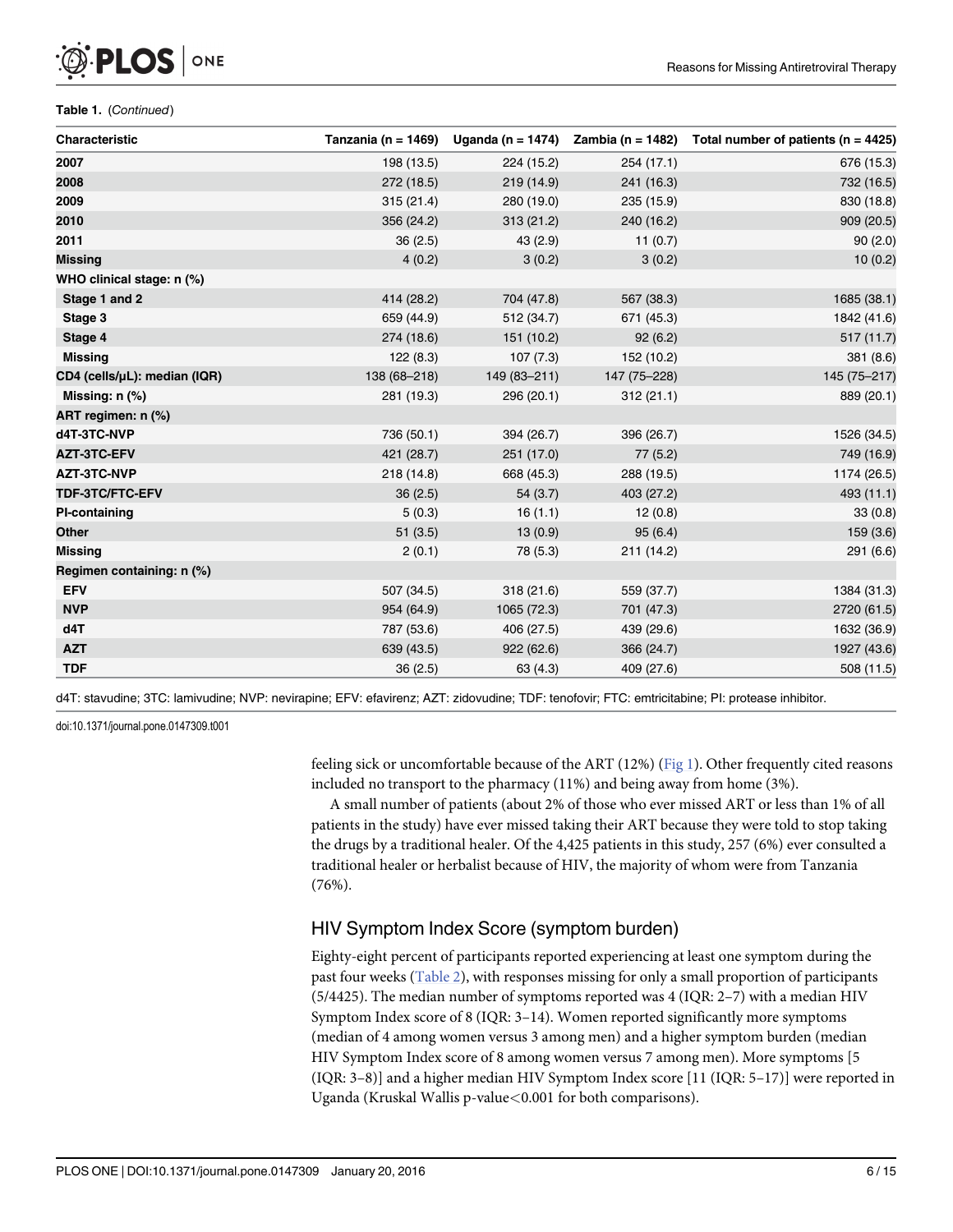**Table 1.** (*Continued*)

| Characteristic | Tanzania (n = 1469) | Uganda (n = 1474) | Zambia (n = 1482) | Total number of patients (n = 4425) |
|---|---|---|---|---|
| **2007** | 198 (13.5) | 224 (15.2) | 254 (17.1) | 676 (15.3) |
| **2008** | 272 (18.5) | 219 (14.9) | 241 (16.3) | 732 (16.5) |
| **2009** | 315 (21.4) | 280 (19.0) | 235 (15.9) | 830 (18.8) |
| **2010** | 356 (24.2) | 313 (21.2) | 240 (16.2) | 909 (20.5) |
| **2011** | 36 (2.5) | 43 (2.9) | 11 (0.7) | 90 (2.0) |
| **Missing** | 4 (0.2) | 3 (0.2) | 3 (0.2) | 10 (0.2) |
| **WHO clinical stage: n (%)** | | | | |
| **Stage 1 and 2** | 414 (28.2) | 704 (47.8) | 567 (38.3) | 1685 (38.1) |
| **Stage 3** | 659 (44.9) | 512 (34.7) | 671 (45.3) | 1842 (41.6) |
| **Stage 4** | 274 (18.6) | 151 (10.2) | 92 (6.2) | 517 (11.7) |
| **Missing** | 122 (8.3) | 107 (7.3) | 152 (10.2) | 381 (8.6) |
| **CD4 (cells/μL): median (IQR)** | 138 (68–218) | 149 (83–211) | 147 (75–228) | 145 (75–217) |
| **Missing: n (%)** | 281 (19.3) | 296 (20.1) | 312 (21.1) | 889 (20.1) |
| **ART regimen: n (%)** | | | | |
| **d4T-3TC-NVP** | 736 (50.1) | 394 (26.7) | 396 (26.7) | 1526 (34.5) |
| **AZT-3TC-EFV** | 421 (28.7) | 251 (17.0) | 77 (5.2) | 749 (16.9) |
| **AZT-3TC-NVP** | 218 (14.8) | 668 (45.3) | 288 (19.5) | 1174 (26.5) |
| **TDF-3TC/FTC-EFV** | 36 (2.5) | 54 (3.7) | 403 (27.2) | 493 (11.1) |
| **PI-containing** | 5 (0.3) | 16 (1.1) | 12 (0.8) | 33 (0.8) |
| **Other** | 51 (3.5) | 13 (0.9) | 95 (6.4) | 159 (3.6) |
| **Missing** | 2 (0.1) | 78 (5.3) | 211 (14.2) | 291 (6.6) |
| **Regimen containing: n (%)** | | | | |
| **EFV** | 507 (34.5) | 318 (21.6) | 559 (37.7) | 1384 (31.3) |
| **NVP** | 954 (64.9) | 1065 (72.3) | 701 (47.3) | 2720 (61.5) |
| **d4T** | 787 (53.6) | 406 (27.5) | 439 (29.6) | 1632 (36.9) |
| **AZT** | 639 (43.5) | 922 (62.6) | 366 (24.7) | 1927 (43.6) |
| **TDF** | 36 (2.5) | 63 (4.3) | 409 (27.6) | 508 (11.5) |

d4T: stavudine; 3TC: lamivudine; NVP: nevirapine; EFV: efavirenz; AZT: zidovudine; TDF: tenofovir; FTC: emtricitabine; PI: protease inhibitor.

doi:10.1371/journal.pone.0147309.t001

feeling sick or uncomfortable because of the ART (12%) (Fig 1). Other frequently cited reasons included no transport to the pharmacy (11%) and being away from home (3%).

A small number of patients (about 2% of those who ever missed ART or less than 1% of all patients in the study) have ever missed taking their ART because they were told to stop taking the drugs by a traditional healer. Of the 4,425 patients in this study, 257 (6%) ever consulted a traditional healer or herbalist because of HIV, the majority of whom were from Tanzania (76%).

## HIV Symptom Index Score (symptom burden)

Eighty-eight percent of participants reported experiencing at least one symptom during the past four weeks (Table 2), with responses missing for only a small proportion of participants (5/4425). The median number of symptoms reported was 4 (IQR: 2–7) with a median HIV Symptom Index score of 8 (IQR: 3–14). Women reported significantly more symptoms (median of 4 among women versus 3 among men) and a higher symptom burden (median HIV Symptom Index score of 8 among women versus 7 among men). More symptoms [5 (IQR: 3–8)] and a higher median HIV Symptom Index score [11 (IQR: 5–17)] were reported in Uganda (Kruskal Wallis p-value$<$0.001 for both comparisons).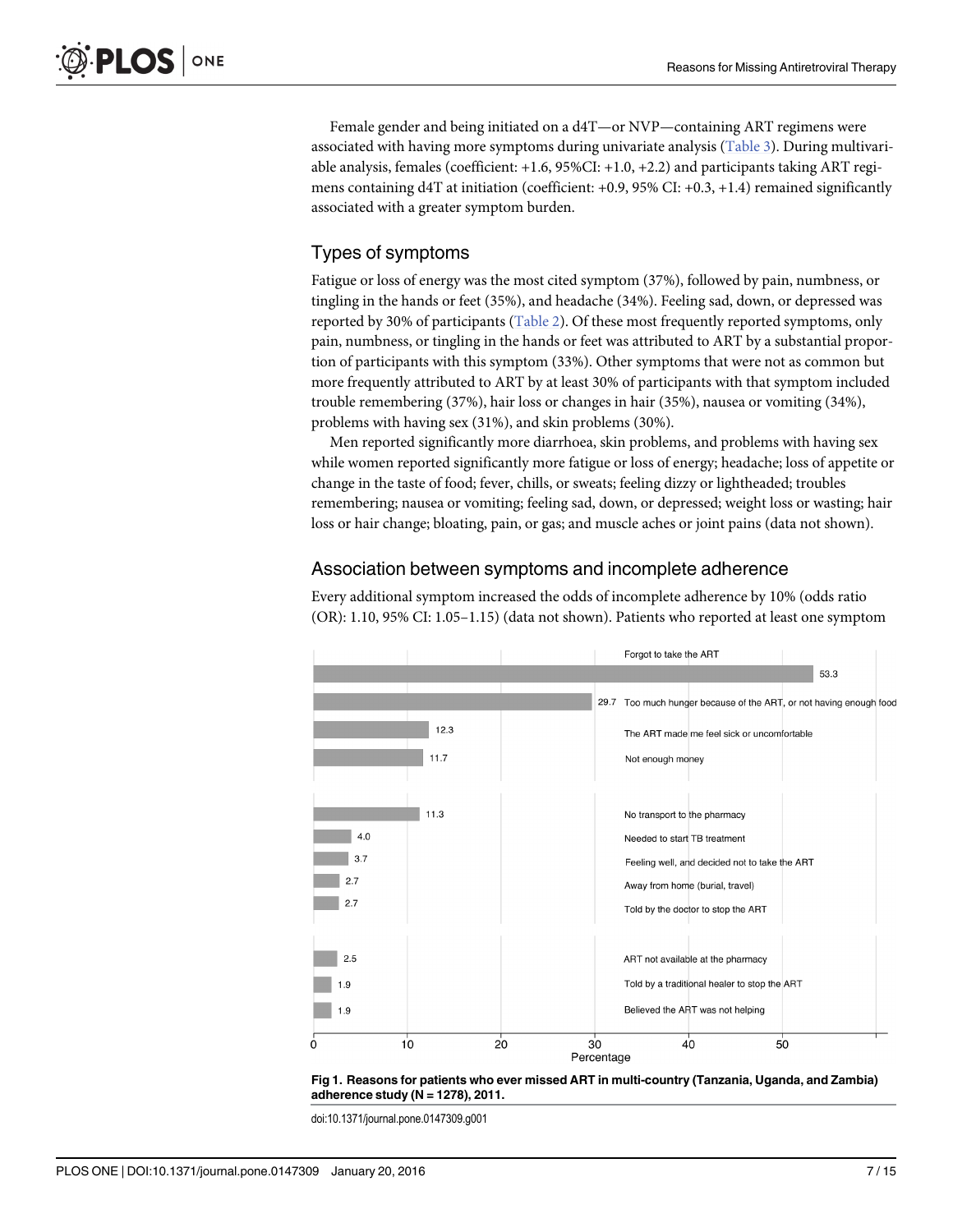Female gender and being initiated on a d4T—or NVP—containing ART regimens were associated with having more symptoms during univariate analysis (Table 3). During multivariable analysis, females (coefficient: +1.6, 95%CI: +1.0, +2.2) and participants taking ART regimens containing d4T at initiation (coefficient: +0.9, 95% CI: +0.3, +1.4) remained significantly associated with a greater symptom burden.

## Types of symptoms

Fatigue or loss of energy was the most cited symptom (37%), followed by pain, numbness, or tingling in the hands or feet (35%), and headache (34%). Feeling sad, down, or depressed was reported by 30% of participants (Table 2). Of these most frequently reported symptoms, only pain, numbness, or tingling in the hands or feet was attributed to ART by a substantial proportion of participants with this symptom (33%). Other symptoms that were not as common but more frequently attributed to ART by at least 30% of participants with that symptom included trouble remembering (37%), hair loss or changes in hair (35%), nausea or vomiting (34%), problems with having sex (31%), and skin problems (30%).

Men reported significantly more diarrhoea, skin problems, and problems with having sex while women reported significantly more fatigue or loss of energy; headache; loss of appetite or change in the taste of food; fever, chills, or sweats; feeling dizzy or lightheaded; troubles remembering; nausea or vomiting; feeling sad, down, or depressed; weight loss or wasting; hair loss or hair change; bloating, pain, or gas; and muscle aches or joint pains (data not shown).

## Association between symptoms and incomplete adherence

Every additional symptom increased the odds of incomplete adherence by 10% (odds ratio (OR): 1.10, 95% CI: 1.05–1.15) (data not shown). Patients who reported at least one symptom

| Reason | Percentage |
|---|---|
| Forgot to take the ART | 53.3 |
| Too much hunger because of the ART, or not having enough food | 29.7 |
| The ART made me feel sick or uncomfortable | 12.3 |
| Not enough money | 11.7 |
| No transport to the pharmacy | 11.3 |
| Needed to start TB treatment | 4.0 |
| Feeling well, and decided not to take the ART | 3.7 |
| Away from home (burial, travel) | 2.7 |
| Told by the doctor to stop the ART | 2.7 |
| ART not available at the pharmacy | 2.5 |
| Told by a traditional healer to stop the ART | 1.9 |
| Believed the ART was not helping | 1.9 |

**Fig 1. Reasons for patients who ever missed ART in multi-country (Tanzania, Uganda, and Zambia) adherence study (N = 1278), 2011.**

doi:10.1371/journal.pone.0147309.g001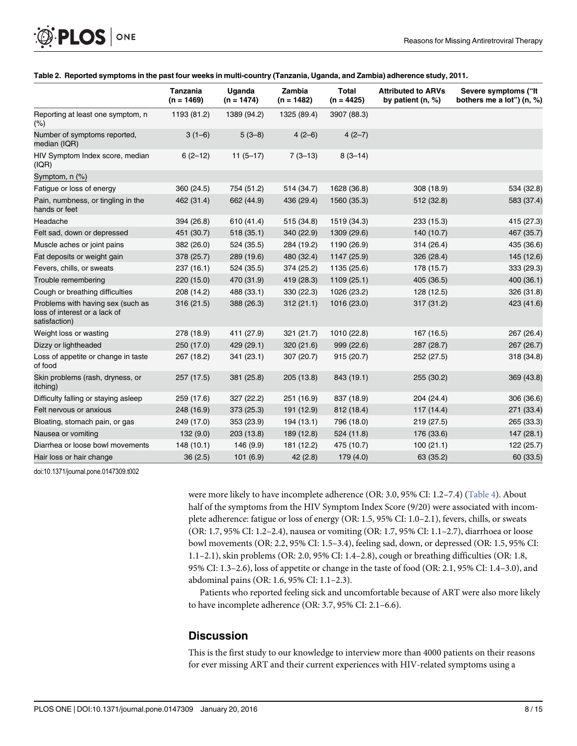**Table 2. Reported symptoms in the past four weeks in multi-country (Tanzania, Uganda, and Zambia) adherence study, 2011.**

| | Tanzania (n = 1469) | Uganda (n = 1474) | Zambia (n = 1482) | Total (n = 4425) | Attributed to ARVs by patient (n, %) | Severe symptoms ("It bothers me a lot") (n, %) |
|---|---|---|---|---|---|---|
| Reporting at least one symptom, n (%) | 1193 (81.2) | 1389 (94.2) | 1325 (89.4) | 3907 (88.3) | | |
| Number of symptoms reported, median (IQR) | 3 (1–6) | 5 (3–8) | 4 (2–6) | 4 (2–7) | | |
| HIV Symptom Index score, median (IQR) | 6 (2–12) | 11 (5–17) | 7 (3–13) | 8 (3–14) | | |
| Symptom, n (%) | | | | | | |
| Fatigue or loss of energy | 360 (24.5) | 754 (51.2) | 514 (34.7) | 1628 (36.8) | 308 (18.9) | 534 (32.8) |
| Pain, numbness, or tingling in the hands or feet | 462 (31.4) | 662 (44.9) | 436 (29.4) | 1560 (35.3) | 512 (32.8) | 583 (37.4) |
| Headache | 394 (26.8) | 610 (41.4) | 515 (34.8) | 1519 (34.3) | 233 (15.3) | 415 (27.3) |
| Felt sad, down or depressed | 451 (30.7) | 518 (35.1) | 340 (22.9) | 1309 (29.6) | 140 (10.7) | 467 (35.7) |
| Muscle aches or joint pains | 382 (26.0) | 524 (35.5) | 284 (19.2) | 1190 (26.9) | 314 (26.4) | 435 (36.6) |
| Fat deposits or weight gain | 378 (25.7) | 289 (19.6) | 480 (32.4) | 1147 (25.9) | 326 (28.4) | 145 (12.6) |
| Fevers, chills, or sweats | 237 (16.1) | 524 (35.5) | 374 (25.2) | 1135 (25.6) | 178 (15.7) | 333 (29.3) |
| Trouble remembering | 220 (15.0) | 470 (31.9) | 419 (28.3) | 1109 (25.1) | 405 (36.5) | 400 (36.1) |
| Cough or breathing difficulties | 208 (14.2) | 488 (33.1) | 330 (22.3) | 1026 (23.2) | 128 (12.5) | 326 (31.8) |
| Problems with having sex (such as loss of interest or a lack of satisfaction) | 316 (21.5) | 388 (26.3) | 312 (21.1) | 1016 (23.0) | 317 (31.2) | 423 (41.6) |
| Weight loss or wasting | 278 (18.9) | 411 (27.9) | 321 (21.7) | 1010 (22.8) | 167 (16.5) | 267 (26.4) |
| Dizzy or lightheaded | 250 (17.0) | 429 (29.1) | 320 (21.6) | 999 (22.6) | 287 (28.7) | 267 (26.7) |
| Loss of appetite or change in taste of food | 267 (18.2) | 341 (23.1) | 307 (20.7) | 915 (20.7) | 252 (27.5) | 318 (34.8) |
| Skin problems (rash, dryness, or itching) | 257 (17.5) | 381 (25.8) | 205 (13.8) | 843 (19.1) | 255 (30.2) | 369 (43.8) |
| Difficulty falling or staying asleep | 259 (17.6) | 327 (22.2) | 251 (16.9) | 837 (18.9) | 204 (24.4) | 306 (36.6) |
| Felt nervous or anxious | 248 (16.9) | 373 (25.3) | 191 (12.9) | 812 (18.4) | 117 (14.4) | 271 (33.4) |
| Bloating, stomach pain, or gas | 249 (17.0) | 353 (23.9) | 194 (13.1) | 796 (18.0) | 219 (27.5) | 265 (33.3) |
| Nausea or vomiting | 132 (9.0) | 203 (13.8) | 189 (12.8) | 524 (11.8) | 176 (33.6) | 147 (28.1) |
| Diarrhea or loose bowl movements | 148 (10.1) | 146 (9.9) | 181 (12.2) | 475 (10.7) | 100 (21.1) | 122 (25.7) |
| Hair loss or hair change | 36 (2.5) | 101 (6.9) | 42 (2.8) | 179 (4.0) | 63 (35.2) | 60 (33.5) |

doi:10.1371/journal.pone.0147309.t002

were more likely to have incomplete adherence (OR: 3.0, 95% CI: 1.2–7.4) (Table 4). About half of the symptoms from the HIV Symptom Index Score (9/20) were associated with incomplete adherence: fatigue or loss of energy (OR: 1.5, 95% CI: 1.0–2.1), fevers, chills, or sweats (OR: 1.7, 95% CI: 1.2–2.4), nausea or vomiting (OR: 1.7, 95% CI: 1.1–2.7), diarrhoea or loose bowl movements (OR: 2.2, 95% CI: 1.5–3.4), feeling sad, down, or depressed (OR: 1.5, 95% CI: 1.1–2.1), skin problems (OR: 2.0, 95% CI: 1.4–2.8), cough or breathing difficulties (OR: 1.8, 95% CI: 1.3–2.6), loss of appetite or change in the taste of food (OR: 2.1, 95% CI: 1.4–3.0), and abdominal pains (OR: 1.6, 95% CI: 1.1–2.3).

Patients who reported feeling sick and uncomfortable because of ART were also more likely to have incomplete adherence (OR: 3.7, 95% CI: 2.1–6.6).

## Discussion

This is the first study to our knowledge to interview more than 4000 patients on their reasons for ever missing ART and their current experiences with HIV-related symptoms using a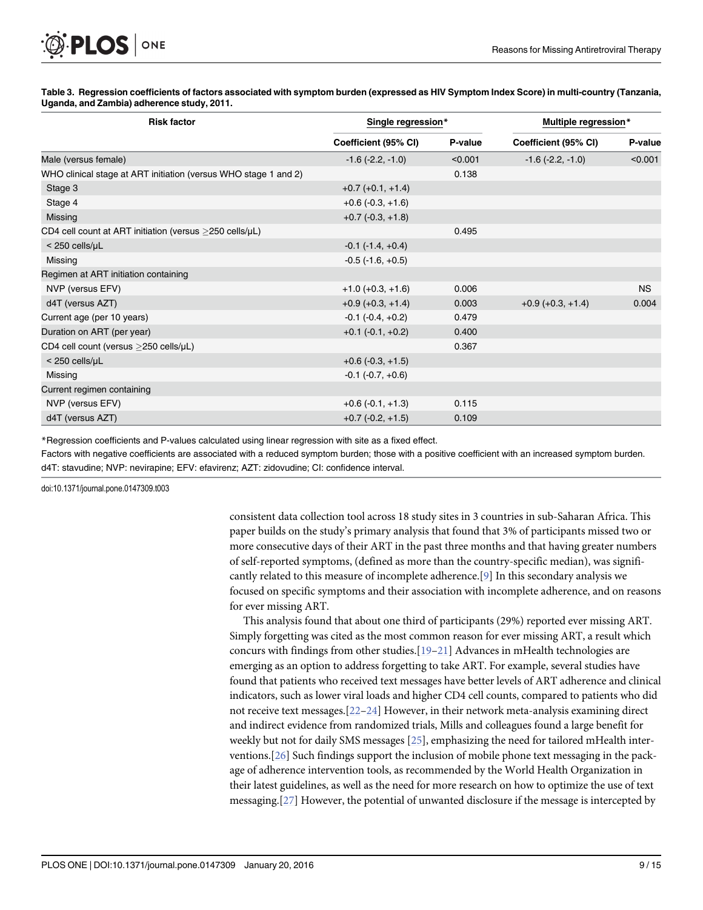**Table 3. Regression coefficients of factors associated with symptom burden (expressed as HIV Symptom Index Score) in multi-country (Tanzania, Uganda, and Zambia) adherence study, 2011.**

| Risk factor | Single regression* | | Multiple regression* | |
|---|---|---|---|---|
| | Coefficient (95% CI) | P-value | Coefficient (95% CI) | P-value |
| Male (versus female) | -1.6 (-2.2, -1.0) | <0.001 | -1.6 (-2.2, -1.0) | <0.001 |
| WHO clinical stage at ART initiation (versus WHO stage 1 and 2) | | 0.138 | | |
| Stage 3 | +0.7 (+0.1, +1.4) | | | |
| Stage 4 | +0.6 (-0.3, +1.6) | | | |
| Missing | +0.7 (-0.3, +1.8) | | | |
| CD4 cell count at ART initiation (versus ≥250 cells/μL) | | 0.495 | | |
| < 250 cells/μL | -0.1 (-1.4, +0.4) | | | |
| Missing | -0.5 (-1.6, +0.5) | | | |
| Regimen at ART initiation containing | | | | |
| NVP (versus EFV) | +1.0 (+0.3, +1.6) | 0.006 | | NS |
| d4T (versus AZT) | +0.9 (+0.3, +1.4) | 0.003 | +0.9 (+0.3, +1.4) | 0.004 |
| Current age (per 10 years) | -0.1 (-0.4, +0.2) | 0.479 | | |
| Duration on ART (per year) | +0.1 (-0.1, +0.2) | 0.400 | | |
| CD4 cell count (versus ≥250 cells/μL) | | 0.367 | | |
| < 250 cells/μL | +0.6 (-0.3, +1.5) | | | |
| Missing | -0.1 (-0.7, +0.6) | | | |
| Current regimen containing | | | | |
| NVP (versus EFV) | +0.6 (-0.1, +1.3) | 0.115 | | |
| d4T (versus AZT) | +0.7 (-0.2, +1.5) | 0.109 | | |

*Regression coefficients and P-values calculated using linear regression with site as a fixed effect.

Factors with negative coefficients are associated with a reduced symptom burden; those with a positive coefficient with an increased symptom burden.

d4T: stavudine; NVP: nevirapine; EFV: efavirenz; AZT: zidovudine; CI: confidence interval.

doi:10.1371/journal.pone.0147309.t003

consistent data collection tool across 18 study sites in 3 countries in sub-Saharan Africa. This paper builds on the study's primary analysis that found that 3% of participants missed two or more consecutive days of their ART in the past three months and that having greater numbers of self-reported symptoms, (defined as more than the country-specific median), was significantly related to this measure of incomplete adherence.[9] In this secondary analysis we focused on specific symptoms and their association with incomplete adherence, and on reasons for ever missing ART.

This analysis found that about one third of participants (29%) reported ever missing ART. Simply forgetting was cited as the most common reason for ever missing ART, a result which concurs with findings from other studies.[19–21] Advances in mHealth technologies are emerging as an option to address forgetting to take ART. For example, several studies have found that patients who received text messages have better levels of ART adherence and clinical indicators, such as lower viral loads and higher CD4 cell counts, compared to patients who did not receive text messages.[22–24] However, in their network meta-analysis examining direct and indirect evidence from randomized trials, Mills and colleagues found a large benefit for weekly but not for daily SMS messages [25], emphasizing the need for tailored mHealth interventions.[26] Such findings support the inclusion of mobile phone text messaging in the package of adherence intervention tools, as recommended by the World Health Organization in their latest guidelines, as well as the need for more research on how to optimize the use of text messaging.[27] However, the potential of unwanted disclosure if the message is intercepted by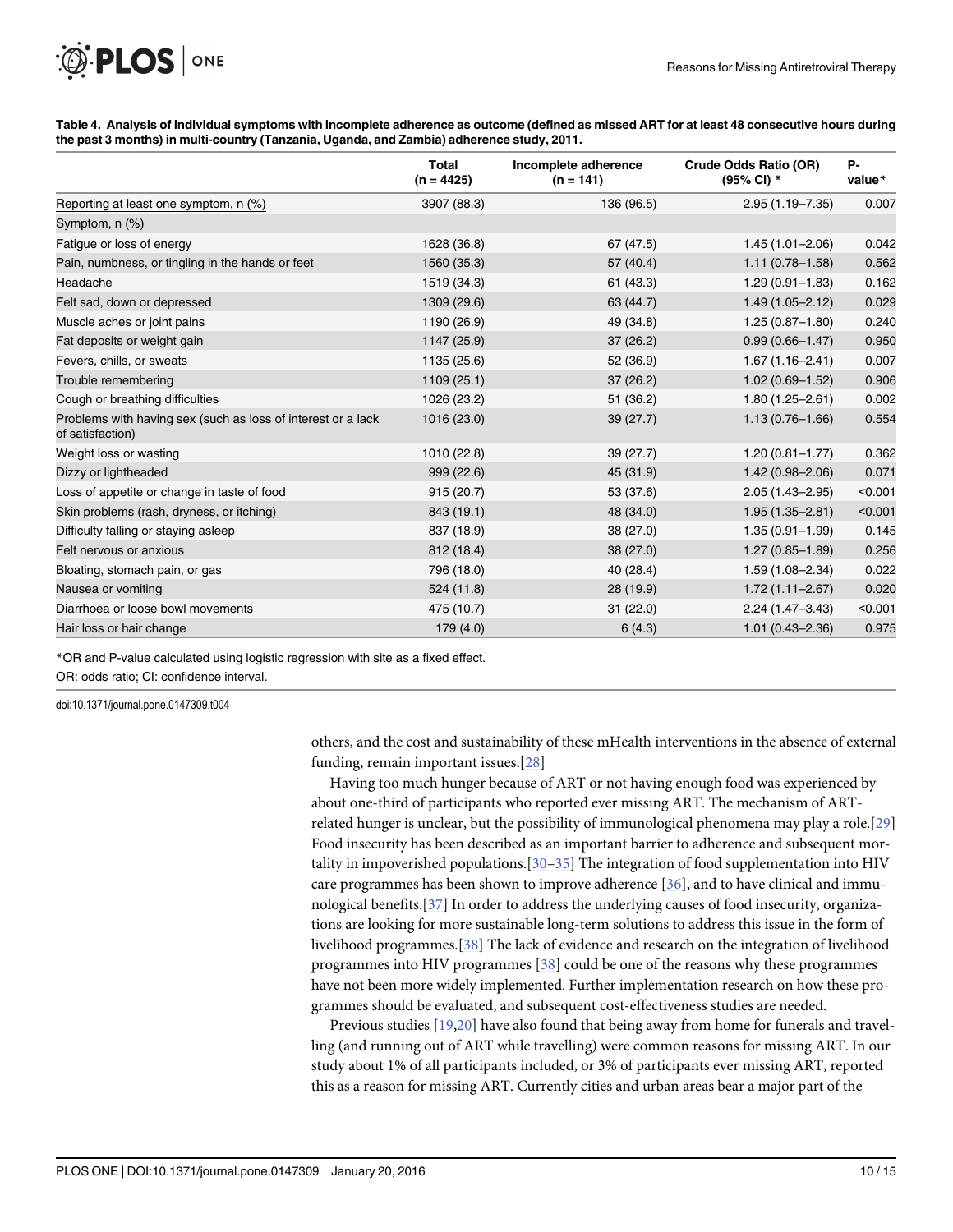**Table 4. Analysis of individual symptoms with incomplete adherence as outcome (defined as missed ART for at least 48 consecutive hours during the past 3 months) in multi-country (Tanzania, Uganda, and Zambia) adherence study, 2011.**

| | Total (n = 4425) | Incomplete adherence (n = 141) | Crude Odds Ratio (OR) (95% CI) * | P-value* |
|---|---|---|---|---|
| Reporting at least one symptom, n (%) | 3907 (88.3) | 136 (96.5) | 2.95 (1.19–7.35) | 0.007 |
| Symptom, n (%) | | | | |
| Fatigue or loss of energy | 1628 (36.8) | 67 (47.5) | 1.45 (1.01–2.06) | 0.042 |
| Pain, numbness, or tingling in the hands or feet | 1560 (35.3) | 57 (40.4) | 1.11 (0.78–1.58) | 0.562 |
| Headache | 1519 (34.3) | 61 (43.3) | 1.29 (0.91–1.83) | 0.162 |
| Felt sad, down or depressed | 1309 (29.6) | 63 (44.7) | 1.49 (1.05–2.12) | 0.029 |
| Muscle aches or joint pains | 1190 (26.9) | 49 (34.8) | 1.25 (0.87–1.80) | 0.240 |
| Fat deposits or weight gain | 1147 (25.9) | 37 (26.2) | 0.99 (0.66–1.47) | 0.950 |
| Fevers, chills, or sweats | 1135 (25.6) | 52 (36.9) | 1.67 (1.16–2.41) | 0.007 |
| Trouble remembering | 1109 (25.1) | 37 (26.2) | 1.02 (0.69–1.52) | 0.906 |
| Cough or breathing difficulties | 1026 (23.2) | 51 (36.2) | 1.80 (1.25–2.61) | 0.002 |
| Problems with having sex (such as loss of interest or a lack of satisfaction) | 1016 (23.0) | 39 (27.7) | 1.13 (0.76–1.66) | 0.554 |
| Weight loss or wasting | 1010 (22.8) | 39 (27.7) | 1.20 (0.81–1.77) | 0.362 |
| Dizzy or lightheaded | 999 (22.6) | 45 (31.9) | 1.42 (0.98–2.06) | 0.071 |
| Loss of appetite or change in taste of food | 915 (20.7) | 53 (37.6) | 2.05 (1.43–2.95) | <0.001 |
| Skin problems (rash, dryness, or itching) | 843 (19.1) | 48 (34.0) | 1.95 (1.35–2.81) | <0.001 |
| Difficulty falling or staying asleep | 837 (18.9) | 38 (27.0) | 1.35 (0.91–1.99) | 0.145 |
| Felt nervous or anxious | 812 (18.4) | 38 (27.0) | 1.27 (0.85–1.89) | 0.256 |
| Bloating, stomach pain, or gas | 796 (18.0) | 40 (28.4) | 1.59 (1.08–2.34) | 0.022 |
| Nausea or vomiting | 524 (11.8) | 28 (19.9) | 1.72 (1.11–2.67) | 0.020 |
| Diarrhoea or loose bowl movements | 475 (10.7) | 31 (22.0) | 2.24 (1.47–3.43) | <0.001 |
| Hair loss or hair change | 179 (4.0) | 6 (4.3) | 1.01 (0.43–2.36) | 0.975 |

*OR and P-value calculated using logistic regression with site as a fixed effect.

OR: odds ratio; CI: confidence interval.

doi:10.1371/journal.pone.0147309.t004

others, and the cost and sustainability of these mHealth interventions in the absence of external funding, remain important issues.[28]

Having too much hunger because of ART or not having enough food was experienced by about one-third of participants who reported ever missing ART. The mechanism of ART-related hunger is unclear, but the possibility of immunological phenomena may play a role.[29] Food insecurity has been described as an important barrier to adherence and subsequent mortality in impoverished populations.[30–35] The integration of food supplementation into HIV care programmes has been shown to improve adherence [36], and to have clinical and immunological benefits.[37] In order to address the underlying causes of food insecurity, organizations are looking for more sustainable long-term solutions to address this issue in the form of livelihood programmes.[38] The lack of evidence and research on the integration of livelihood programmes into HIV programmes [38] could be one of the reasons why these programmes have not been more widely implemented. Further implementation research on how these programmes should be evaluated, and subsequent cost-effectiveness studies are needed.

Previous studies [19,20] have also found that being away from home for funerals and travelling (and running out of ART while travelling) were common reasons for missing ART. In our study about 1% of all participants included, or 3% of participants ever missing ART, reported this as a reason for missing ART. Currently cities and urban areas bear a major part of the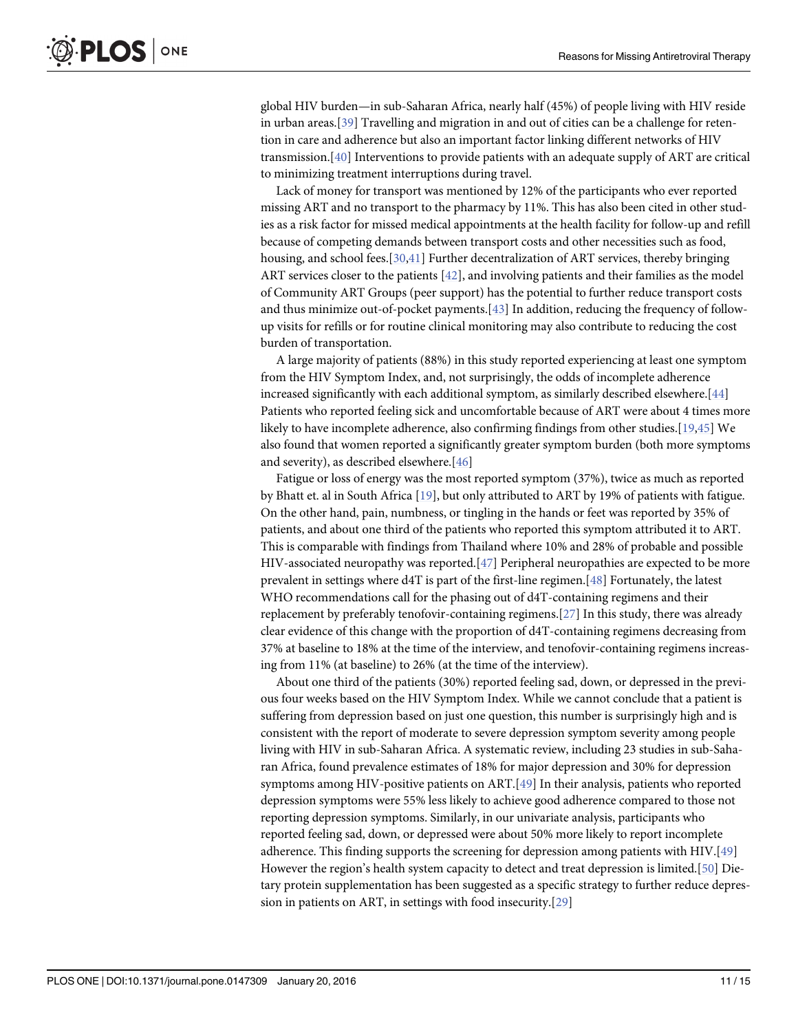global HIV burden—in sub-Saharan Africa, nearly half (45%) of people living with HIV reside in urban areas.[39] Travelling and migration in and out of cities can be a challenge for retention in care and adherence but also an important factor linking different networks of HIV transmission.[40] Interventions to provide patients with an adequate supply of ART are critical to minimizing treatment interruptions during travel.

Lack of money for transport was mentioned by 12% of the participants who ever reported missing ART and no transport to the pharmacy by 11%. This has also been cited in other studies as a risk factor for missed medical appointments at the health facility for follow-up and refill because of competing demands between transport costs and other necessities such as food, housing, and school fees.[30,41] Further decentralization of ART services, thereby bringing ART services closer to the patients [42], and involving patients and their families as the model of Community ART Groups (peer support) has the potential to further reduce transport costs and thus minimize out-of-pocket payments.[43] In addition, reducing the frequency of follow-up visits for refills or for routine clinical monitoring may also contribute to reducing the cost burden of transportation.

A large majority of patients (88%) in this study reported experiencing at least one symptom from the HIV Symptom Index, and, not surprisingly, the odds of incomplete adherence increased significantly with each additional symptom, as similarly described elsewhere.[44] Patients who reported feeling sick and uncomfortable because of ART were about 4 times more likely to have incomplete adherence, also confirming findings from other studies.[19,45] We also found that women reported a significantly greater symptom burden (both more symptoms and severity), as described elsewhere.[46]

Fatigue or loss of energy was the most reported symptom (37%), twice as much as reported by Bhatt et. al in South Africa [19], but only attributed to ART by 19% of patients with fatigue. On the other hand, pain, numbness, or tingling in the hands or feet was reported by 35% of patients, and about one third of the patients who reported this symptom attributed it to ART. This is comparable with findings from Thailand where 10% and 28% of probable and possible HIV-associated neuropathy was reported.[47] Peripheral neuropathies are expected to be more prevalent in settings where d4T is part of the first-line regimen.[48] Fortunately, the latest WHO recommendations call for the phasing out of d4T-containing regimens and their replacement by preferably tenofovir-containing regimens.[27] In this study, there was already clear evidence of this change with the proportion of d4T-containing regimens decreasing from 37% at baseline to 18% at the time of the interview, and tenofovir-containing regimens increasing from 11% (at baseline) to 26% (at the time of the interview).

About one third of the patients (30%) reported feeling sad, down, or depressed in the previous four weeks based on the HIV Symptom Index. While we cannot conclude that a patient is suffering from depression based on just one question, this number is surprisingly high and is consistent with the report of moderate to severe depression symptom severity among people living with HIV in sub-Saharan Africa. A systematic review, including 23 studies in sub-Saharan Africa, found prevalence estimates of 18% for major depression and 30% for depression symptoms among HIV-positive patients on ART.[49] In their analysis, patients who reported depression symptoms were 55% less likely to achieve good adherence compared to those not reporting depression symptoms. Similarly, in our univariate analysis, participants who reported feeling sad, down, or depressed were about 50% more likely to report incomplete adherence. This finding supports the screening for depression among patients with HIV.[49] However the region's health system capacity to detect and treat depression is limited.[50] Dietary protein supplementation has been suggested as a specific strategy to further reduce depression in patients on ART, in settings with food insecurity.[29]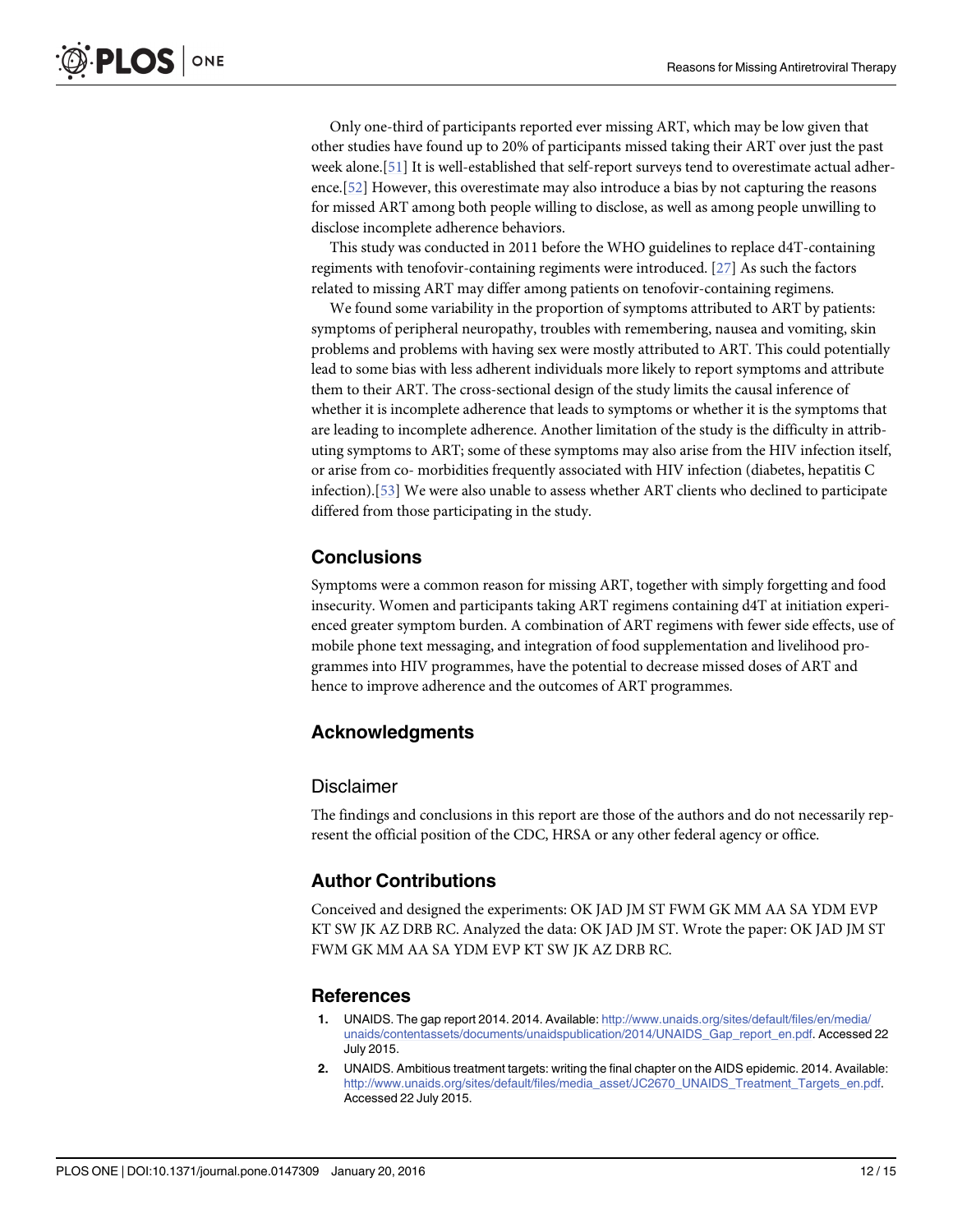Only one-third of participants reported ever missing ART, which may be low given that other studies have found up to 20% of participants missed taking their ART over just the past week alone.[51] It is well-established that self-report surveys tend to overestimate actual adherence.[52] However, this overestimate may also introduce a bias by not capturing the reasons for missed ART among both people willing to disclose, as well as among people unwilling to disclose incomplete adherence behaviors.

This study was conducted in 2011 before the WHO guidelines to replace d4T-containing regiments with tenofovir-containing regiments were introduced. [27] As such the factors related to missing ART may differ among patients on tenofovir-containing regimens.

We found some variability in the proportion of symptoms attributed to ART by patients: symptoms of peripheral neuropathy, troubles with remembering, nausea and vomiting, skin problems and problems with having sex were mostly attributed to ART. This could potentially lead to some bias with less adherent individuals more likely to report symptoms and attribute them to their ART. The cross-sectional design of the study limits the causal inference of whether it is incomplete adherence that leads to symptoms or whether it is the symptoms that are leading to incomplete adherence. Another limitation of the study is the difficulty in attributing symptoms to ART; some of these symptoms may also arise from the HIV infection itself, or arise from co- morbidities frequently associated with HIV infection (diabetes, hepatitis C infection).[53] We were also unable to assess whether ART clients who declined to participate differed from those participating in the study.

## Conclusions

Symptoms were a common reason for missing ART, together with simply forgetting and food insecurity. Women and participants taking ART regimens containing d4T at initiation experienced greater symptom burden. A combination of ART regimens with fewer side effects, use of mobile phone text messaging, and integration of food supplementation and livelihood programmes into HIV programmes, have the potential to decrease missed doses of ART and hence to improve adherence and the outcomes of ART programmes.

## Acknowledgments

### Disclaimer

The findings and conclusions in this report are those of the authors and do not necessarily represent the official position of the CDC, HRSA or any other federal agency or office.

## Author Contributions

Conceived and designed the experiments: OK JAD JM ST FWM GK MM AA SA YDM EVP KT SW JK AZ DRB RC. Analyzed the data: OK JAD JM ST. Wrote the paper: OK JAD JM ST FWM GK MM AA SA YDM EVP KT SW JK AZ DRB RC.

## References

1. UNAIDS. The gap report 2014. 2014. Available: http://www.unaids.org/sites/default/files/en/media/unaids/contentassets/documents/unaidspublication/2014/UNAIDS_Gap_report_en.pdf. Accessed 22 July 2015.
2. UNAIDS. Ambitious treatment targets: writing the final chapter on the AIDS epidemic. 2014. Available: http://www.unaids.org/sites/default/files/media_asset/JC2670_UNAIDS_Treatment_Targets_en.pdf. Accessed 22 July 2015.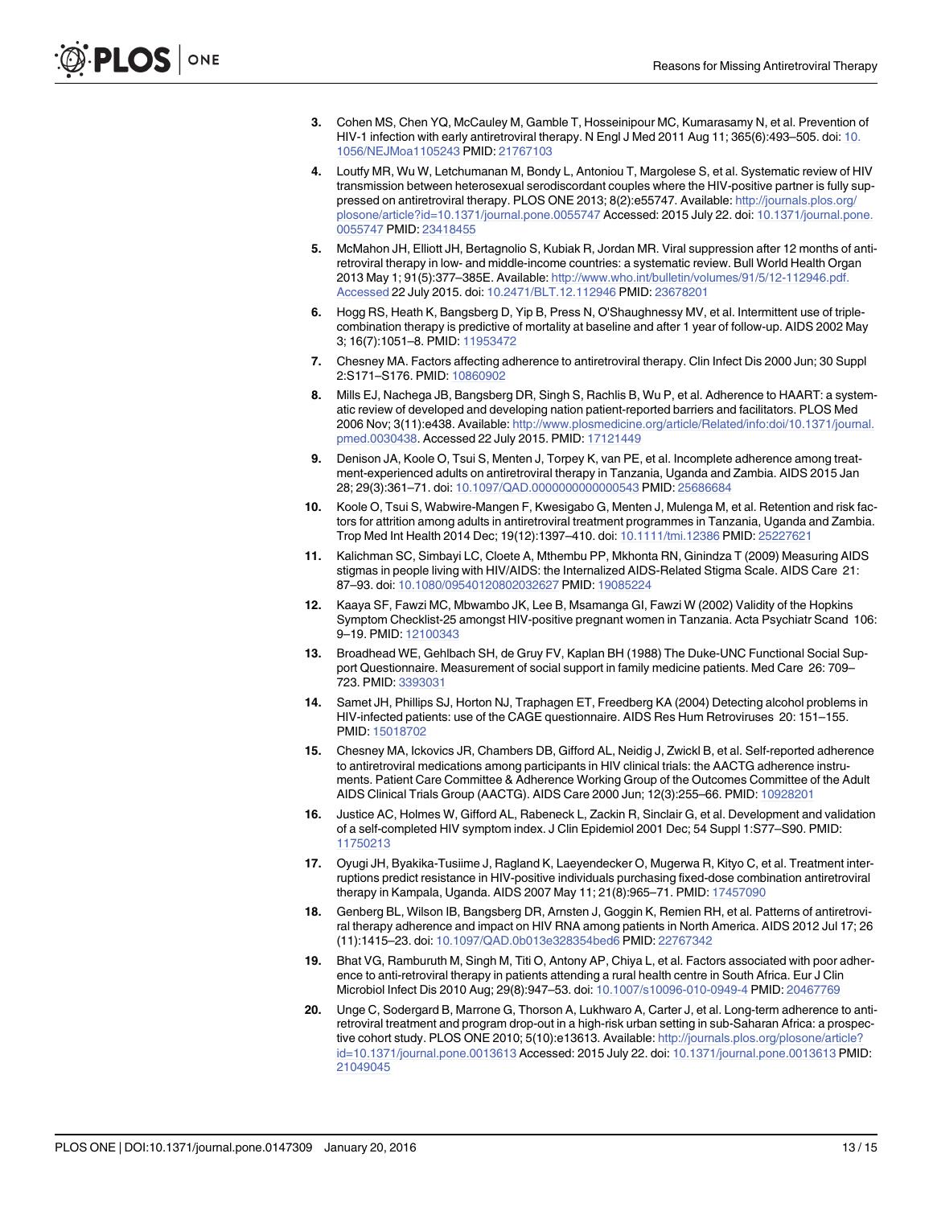3. Cohen MS, Chen YQ, McCauley M, Gamble T, Hosseinipour MC, Kumarasamy N, et al. Prevention of HIV-1 infection with early antiretroviral therapy. N Engl J Med 2011 Aug 11; 365(6):493–505. doi: 10.1056/NEJMoa1105243 PMID: 21767103

4. Loutfy MR, Wu W, Letchumanan M, Bondy L, Antoniou T, Margolese S, et al. Systematic review of HIV transmission between heterosexual serodiscordant couples where the HIV-positive partner is fully suppressed on antiretroviral therapy. PLOS ONE 2013; 8(2):e55747. Available: http://journals.plos.org/plosone/article?id=10.1371/journal.pone.0055747 Accessed: 2015 July 22. doi: 10.1371/journal.pone.0055747 PMID: 23418455

5. McMahon JH, Elliott JH, Bertagnolio S, Kubiak R, Jordan MR. Viral suppression after 12 months of antiretroviral therapy in low- and middle-income countries: a systematic review. Bull World Health Organ 2013 May 1; 91(5):377–385E. Available: http://www.who.int/bulletin/volumes/91/5/12-112946.pdf. Accessed 22 July 2015. doi: 10.2471/BLT.12.112946 PMID: 23678201

6. Hogg RS, Heath K, Bangsberg D, Yip B, Press N, O'Shaughnessy MV, et al. Intermittent use of triple-combination therapy is predictive of mortality at baseline and after 1 year of follow-up. AIDS 2002 May 3; 16(7):1051–8. PMID: 11953472

7. Chesney MA. Factors affecting adherence to antiretroviral therapy. Clin Infect Dis 2000 Jun; 30 Suppl 2:S171–S176. PMID: 10860902

8. Mills EJ, Nachega JB, Bangsberg DR, Singh S, Rachlis B, Wu P, et al. Adherence to HAART: a systematic review of developed and developing nation patient-reported barriers and facilitators. PLOS Med 2006 Nov; 3(11):e438. Available: http://www.plosmedicine.org/article/Related/info:doi/10.1371/journal.pmed.0030438. Accessed 22 July 2015. PMID: 17121449

9. Denison JA, Koole O, Tsui S, Menten J, Torpey K, van PE, et al. Incomplete adherence among treatment-experienced adults on antiretroviral therapy in Tanzania, Uganda and Zambia. AIDS 2015 Jan 28; 29(3):361–71. doi: 10.1097/QAD.0000000000000543 PMID: 25686684

10. Koole O, Tsui S, Wabwire-Mangen F, Kwesigabo G, Menten J, Mulenga M, et al. Retention and risk factors for attrition among adults in antiretroviral treatment programmes in Tanzania, Uganda and Zambia. Trop Med Int Health 2014 Dec; 19(12):1397–410. doi: 10.1111/tmi.12386 PMID: 25227621

11. Kalichman SC, Simbayi LC, Cloete A, Mthembu PP, Mkhonta RN, Ginindza T (2009) Measuring AIDS stigmas in people living with HIV/AIDS: the Internalized AIDS-Related Stigma Scale. AIDS Care 21: 87–93. doi: 10.1080/09540120802032627 PMID: 19085224

12. Kaaya SF, Fawzi MC, Mbwambo JK, Lee B, Msamanga GI, Fawzi W (2002) Validity of the Hopkins Symptom Checklist-25 amongst HIV-positive pregnant women in Tanzania. Acta Psychiatr Scand 106: 9–19. PMID: 12100343

13. Broadhead WE, Gehlbach SH, de Gruy FV, Kaplan BH (1988) The Duke-UNC Functional Social Support Questionnaire. Measurement of social support in family medicine patients. Med Care 26: 709–723. PMID: 3393031

14. Samet JH, Phillips SJ, Horton NJ, Traphagen ET, Freedberg KA (2004) Detecting alcohol problems in HIV-infected patients: use of the CAGE questionnaire. AIDS Res Hum Retroviruses 20: 151–155. PMID: 15018702

15. Chesney MA, Ickovics JR, Chambers DB, Gifford AL, Neidig J, Zwickl B, et al. Self-reported adherence to antiretroviral medications among participants in HIV clinical trials: the AACTG adherence instruments. Patient Care Committee & Adherence Working Group of the Outcomes Committee of the Adult AIDS Clinical Trials Group (AACTG). AIDS Care 2000 Jun; 12(3):255–66. PMID: 10928201

16. Justice AC, Holmes W, Gifford AL, Rabeneck L, Zackin R, Sinclair G, et al. Development and validation of a self-completed HIV symptom index. J Clin Epidemiol 2001 Dec; 54 Suppl 1:S77–S90. PMID: 11750213

17. Oyugi JH, Byakika-Tusiime J, Ragland K, Laeyendecker O, Mugerwa R, Kityo C, et al. Treatment interruptions predict resistance in HIV-positive individuals purchasing fixed-dose combination antiretroviral therapy in Kampala, Uganda. AIDS 2007 May 11; 21(8):965–71. PMID: 17457090

18. Genberg BL, Wilson IB, Bangsberg DR, Arnsten J, Goggin K, Remien RH, et al. Patterns of antiretroviral therapy adherence and impact on HIV RNA among patients in North America. AIDS 2012 Jul 17; 26 (11):1415–23. doi: 10.1097/QAD.0b013e328354bed6 PMID: 22767342

19. Bhat VG, Ramburuth M, Singh M, Titi O, Antony AP, Chiya L, et al. Factors associated with poor adherence to anti-retroviral therapy in patients attending a rural health centre in South Africa. Eur J Clin Microbiol Infect Dis 2010 Aug; 29(8):947–53. doi: 10.1007/s10096-010-0949-4 PMID: 20467769

20. Unge C, Sodergard B, Marrone G, Thorson A, Lukhwaro A, Carter J, et al. Long-term adherence to antiretroviral treatment and program drop-out in a high-risk urban setting in sub-Saharan Africa: a prospective cohort study. PLOS ONE 2010; 5(10):e13613. Available: http://journals.plos.org/plosone/article?id=10.1371/journal.pone.0013613 Accessed: 2015 July 22. doi: 10.1371/journal.pone.0013613 PMID: 21049045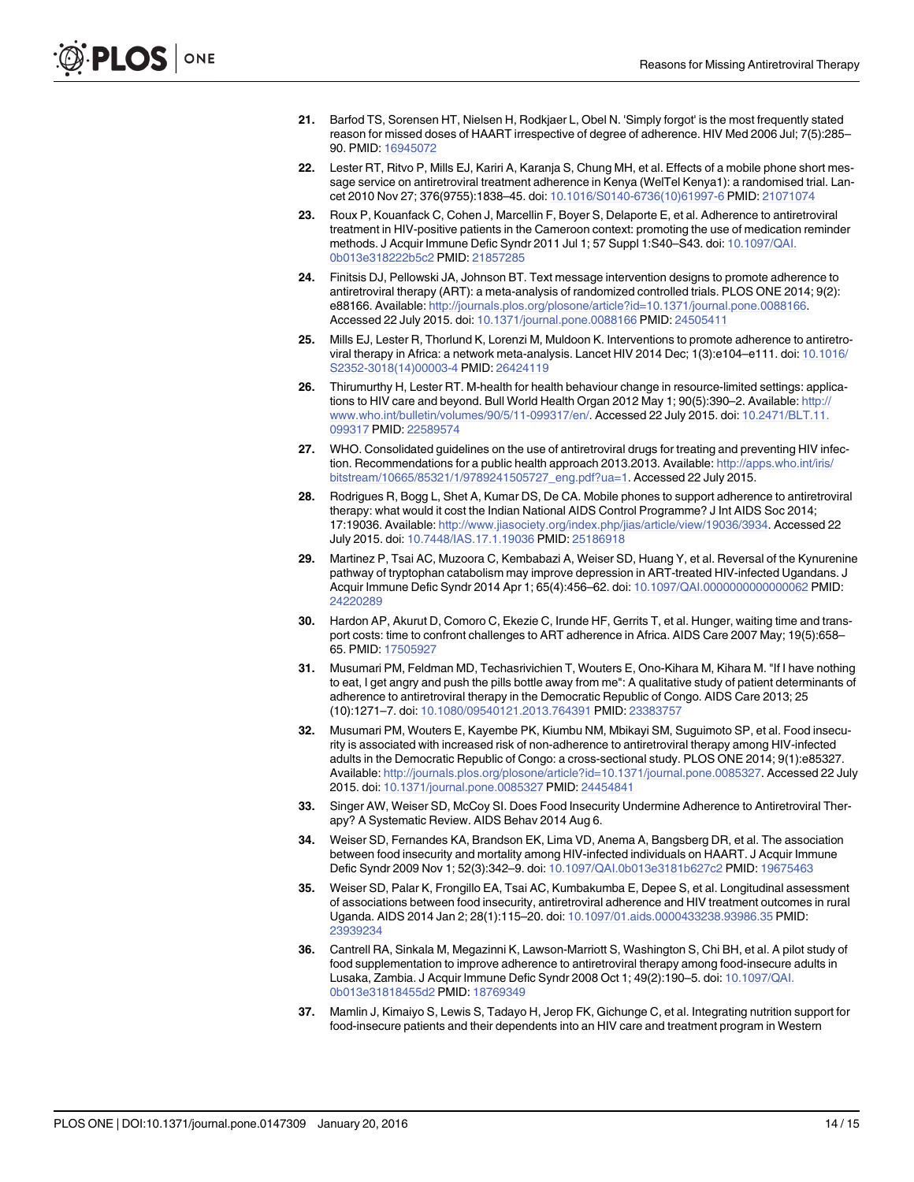21. Barfod TS, Sorensen HT, Nielsen H, Rodkjaer L, Obel N. 'Simply forgot' is the most frequently stated reason for missed doses of HAART irrespective of degree of adherence. HIV Med 2006 Jul; 7(5):285–90. PMID: 16945072

22. Lester RT, Ritvo P, Mills EJ, Kariri A, Karanja S, Chung MH, et al. Effects of a mobile phone short message service on antiretroviral treatment adherence in Kenya (WelTel Kenya1): a randomised trial. Lancet 2010 Nov 27; 376(9755):1838–45. doi: 10.1016/S0140-6736(10)61997-6 PMID: 21071074

23. Roux P, Kouanfack C, Cohen J, Marcellin F, Boyer S, Delaporte E, et al. Adherence to antiretroviral treatment in HIV-positive patients in the Cameroon context: promoting the use of medication reminder methods. J Acquir Immune Defic Syndr 2011 Jul 1; 57 Suppl 1:S40–S43. doi: 10.1097/QAI.0b013e318222b5c2 PMID: 21857285

24. Finitsis DJ, Pellowski JA, Johnson BT. Text message intervention designs to promote adherence to antiretroviral therapy (ART): a meta-analysis of randomized controlled trials. PLOS ONE 2014; 9(2): e88166. Available: http://journals.plos.org/plosone/article?id=10.1371/journal.pone.0088166. Accessed 22 July 2015. doi: 10.1371/journal.pone.0088166 PMID: 24505411

25. Mills EJ, Lester R, Thorlund K, Lorenzi M, Muldoon K. Interventions to promote adherence to antiretroviral therapy in Africa: a network meta-analysis. Lancet HIV 2014 Dec; 1(3):e104–e111. doi: 10.1016/S2352-3018(14)00003-4 PMID: 26424119

26. Thirumurthy H, Lester RT. M-health for health behaviour change in resource-limited settings: applications to HIV care and beyond. Bull World Health Organ 2012 May 1; 90(5):390–2. Available: http://www.who.int/bulletin/volumes/90/5/11-099317/en/. Accessed 22 July 2015. doi: 10.2471/BLT.11.099317 PMID: 22589574

27. WHO. Consolidated guidelines on the use of antiretroviral drugs for treating and preventing HIV infection. Recommendations for a public health approach 2013.2013. Available: http://apps.who.int/iris/bitstream/10665/85321/1/9789241505727_eng.pdf?ua=1. Accessed 22 July 2015.

28. Rodrigues R, Bogg L, Shet A, Kumar DS, De CA. Mobile phones to support adherence to antiretroviral therapy: what would it cost the Indian National AIDS Control Programme? J Int AIDS Soc 2014; 17:19036. Available: http://www.jiasociety.org/index.php/jias/article/view/19036/3934. Accessed 22 July 2015. doi: 10.7448/IAS.17.1.19036 PMID: 25186918

29. Martinez P, Tsai AC, Muzoora C, Kembabazi A, Weiser SD, Huang Y, et al. Reversal of the Kynurenine pathway of tryptophan catabolism may improve depression in ART-treated HIV-infected Ugandans. J Acquir Immune Defic Syndr 2014 Apr 1; 65(4):456–62. doi: 10.1097/QAI.0000000000000062 PMID: 24220289

30. Hardon AP, Akurut D, Comoro C, Ekezie C, Irunde HF, Gerrits T, et al. Hunger, waiting time and transport costs: time to confront challenges to ART adherence in Africa. AIDS Care 2007 May; 19(5):658–65. PMID: 17505927

31. Musumari PM, Feldman MD, Techasrivichien T, Wouters E, Ono-Kihara M, Kihara M. "If I have nothing to eat, I get angry and push the pills bottle away from me": A qualitative study of patient determinants of adherence to antiretroviral therapy in the Democratic Republic of Congo. AIDS Care 2013; 25 (10):1271–7. doi: 10.1080/09540121.2013.764391 PMID: 23383757

32. Musumari PM, Wouters E, Kayembe PK, Kiumbu NM, Mbikayi SM, Suguimoto SP, et al. Food insecurity is associated with increased risk of non-adherence to antiretroviral therapy among HIV-infected adults in the Democratic Republic of Congo: a cross-sectional study. PLOS ONE 2014; 9(1):e85327. Available: http://journals.plos.org/plosone/article?id=10.1371/journal.pone.0085327. Accessed 22 July 2015. doi: 10.1371/journal.pone.0085327 PMID: 24454841

33. Singer AW, Weiser SD, McCoy SI. Does Food Insecurity Undermine Adherence to Antiretroviral Therapy? A Systematic Review. AIDS Behav 2014 Aug 6.

34. Weiser SD, Fernandes KA, Brandson EK, Lima VD, Anema A, Bangsberg DR, et al. The association between food insecurity and mortality among HIV-infected individuals on HAART. J Acquir Immune Defic Syndr 2009 Nov 1; 52(3):342–9. doi: 10.1097/QAI.0b013e3181b627c2 PMID: 19675463

35. Weiser SD, Palar K, Frongillo EA, Tsai AC, Kumbakumba E, Depee S, et al. Longitudinal assessment of associations between food insecurity, antiretroviral adherence and HIV treatment outcomes in rural Uganda. AIDS 2014 Jan 2; 28(1):115–20. doi: 10.1097/01.aids.0000433238.93986.35 PMID: 23939234

36. Cantrell RA, Sinkala M, Megazinni K, Lawson-Marriott S, Washington S, Chi BH, et al. A pilot study of food supplementation to improve adherence to antiretroviral therapy among food-insecure adults in Lusaka, Zambia. J Acquir Immune Defic Syndr 2008 Oct 1; 49(2):190–5. doi: 10.1097/QAI.0b013e31818455d2 PMID: 18769349

37. Mamlin J, Kimaiyo S, Lewis S, Tadayo H, Jerop FK, Gichunge C, et al. Integrating nutrition support for food-insecure patients and their dependents into an HIV care and treatment program in Western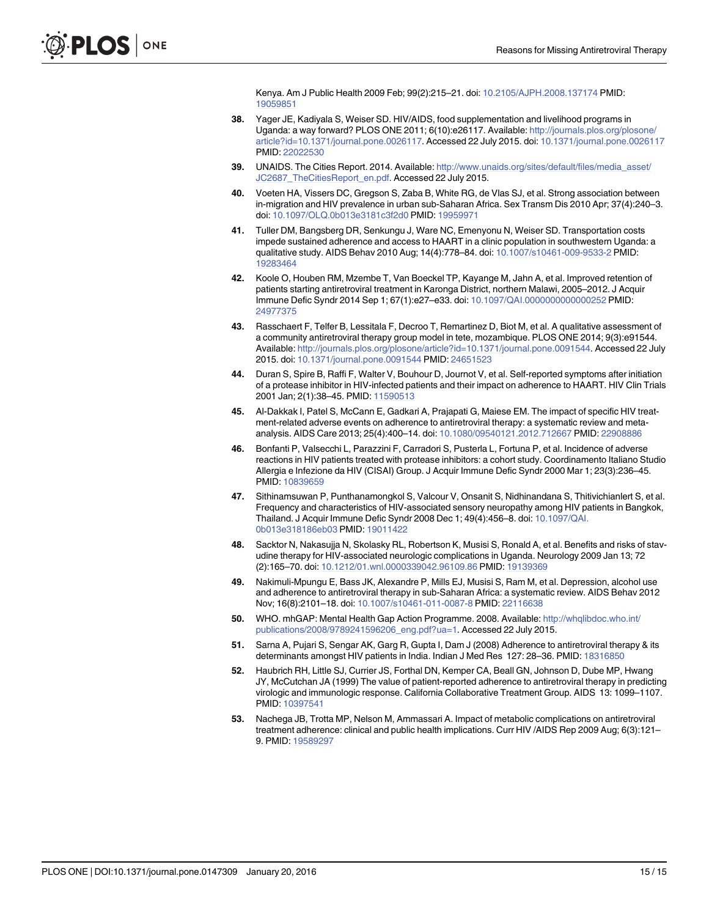Kenya. Am J Public Health 2009 Feb; 99(2):215–21. doi: 10.2105/AJPH.2008.137174 PMID: 19059851

38. Yager JE, Kadiyala S, Weiser SD. HIV/AIDS, food supplementation and livelihood programs in Uganda: a way forward? PLOS ONE 2011; 6(10):e26117. Available: http://journals.plos.org/plosone/article?id=10.1371/journal.pone.0026117. Accessed 22 July 2015. doi: 10.1371/journal.pone.0026117 PMID: 22022530

39. UNAIDS. The Cities Report. 2014. Available: http://www.unaids.org/sites/default/files/media_asset/JC2687_TheCitiesReport_en.pdf. Accessed 22 July 2015.

40. Voeten HA, Vissers DC, Gregson S, Zaba B, White RG, de Vlas SJ, et al. Strong association between in-migration and HIV prevalence in urban sub-Saharan Africa. Sex Transm Dis 2010 Apr; 37(4):240–3. doi: 10.1097/OLQ.0b013e3181c3f2d0 PMID: 19959971

41. Tuller DM, Bangsberg DR, Senkungu J, Ware NC, Emenyonu N, Weiser SD. Transportation costs impede sustained adherence and access to HAART in a clinic population in southwestern Uganda: a qualitative study. AIDS Behav 2010 Aug; 14(4):778–84. doi: 10.1007/s10461-009-9533-2 PMID: 19283464

42. Koole O, Houben RM, Mzembe T, Van Boeckel TP, Kayange M, Jahn A, et al. Improved retention of patients starting antiretroviral treatment in Karonga District, northern Malawi, 2005–2012. J Acquir Immune Defic Syndr 2014 Sep 1; 67(1):e27–e33. doi: 10.1097/QAI.0000000000000252 PMID: 24977375

43. Rasschaert F, Telfer B, Lessitala F, Decroo T, Remartinez D, Biot M, et al. A qualitative assessment of a community antiretroviral therapy group model in tete, mozambique. PLOS ONE 2014; 9(3):e91544. Available: http://journals.plos.org/plosone/article?id=10.1371/journal.pone.0091544. Accessed 22 July 2015. doi: 10.1371/journal.pone.0091544 PMID: 24651523

44. Duran S, Spire B, Raffi F, Walter V, Bouhour D, Journot V, et al. Self-reported symptoms after initiation of a protease inhibitor in HIV-infected patients and their impact on adherence to HAART. HIV Clin Trials 2001 Jan; 2(1):38–45. PMID: 11590513

45. Al-Dakkak I, Patel S, McCann E, Gadkari A, Prajapati G, Maiese EM. The impact of specific HIV treatment-related adverse events on adherence to antiretroviral therapy: a systematic review and meta-analysis. AIDS Care 2013; 25(4):400–14. doi: 10.1080/09540121.2012.712667 PMID: 22908886

46. Bonfanti P, Valsecchi L, Parazzini F, Carradori S, Pusterla L, Fortuna P, et al. Incidence of adverse reactions in HIV patients treated with protease inhibitors: a cohort study. Coordinamento Italiano Studio Allergia e Infezione da HIV (CISAI) Group. J Acquir Immune Defic Syndr 2000 Mar 1; 23(3):236–45. PMID: 10839659

47. Sithinamsuwan P, Punthanamongkol S, Valcour V, Onsanit S, Nidhinandana S, Thitivichianlert S, et al. Frequency and characteristics of HIV-associated sensory neuropathy among HIV patients in Bangkok, Thailand. J Acquir Immune Defic Syndr 2008 Dec 1; 49(4):456–8. doi: 10.1097/QAI.0b013e318186eb03 PMID: 19011422

48. Sacktor N, Nakasujja N, Skolasky RL, Robertson K, Musisi S, Ronald A, et al. Benefits and risks of stavudine therapy for HIV-associated neurologic complications in Uganda. Neurology 2009 Jan 13; 72(2):165–70. doi: 10.1212/01.wnl.0000339042.96109.86 PMID: 19139369

49. Nakimuli-Mpungu E, Bass JK, Alexandre P, Mills EJ, Musisi S, Ram M, et al. Depression, alcohol use and adherence to antiretroviral therapy in sub-Saharan Africa: a systematic review. AIDS Behav 2012 Nov; 16(8):2101–18. doi: 10.1007/s10461-011-0087-8 PMID: 22116638

50. WHO. mhGAP: Mental Health Gap Action Programme. 2008. Available: http://whqlibdoc.who.int/publications/2008/9789241596206_eng.pdf?ua=1. Accessed 22 July 2015.

51. Sarna A, Pujari S, Sengar AK, Garg R, Gupta I, Dam J (2008) Adherence to antiretroviral therapy & its determinants amongst HIV patients in India. Indian J Med Res 127: 28–36. PMID: 18316850

52. Haubrich RH, Little SJ, Currier JS, Forthal DN, Kemper CA, Beall GN, Johnson D, Dube MP, Hwang JY, McCutchan JA (1999) The value of patient-reported adherence to antiretroviral therapy in predicting virologic and immunologic response. California Collaborative Treatment Group. AIDS 13: 1099–1107. PMID: 10397541

53. Nachega JB, Trotta MP, Nelson M, Ammassari A. Impact of metabolic complications on antiretroviral treatment adherence: clinical and public health implications. Curr HIV /AIDS Rep 2009 Aug; 6(3):121–9. PMID: 19589297